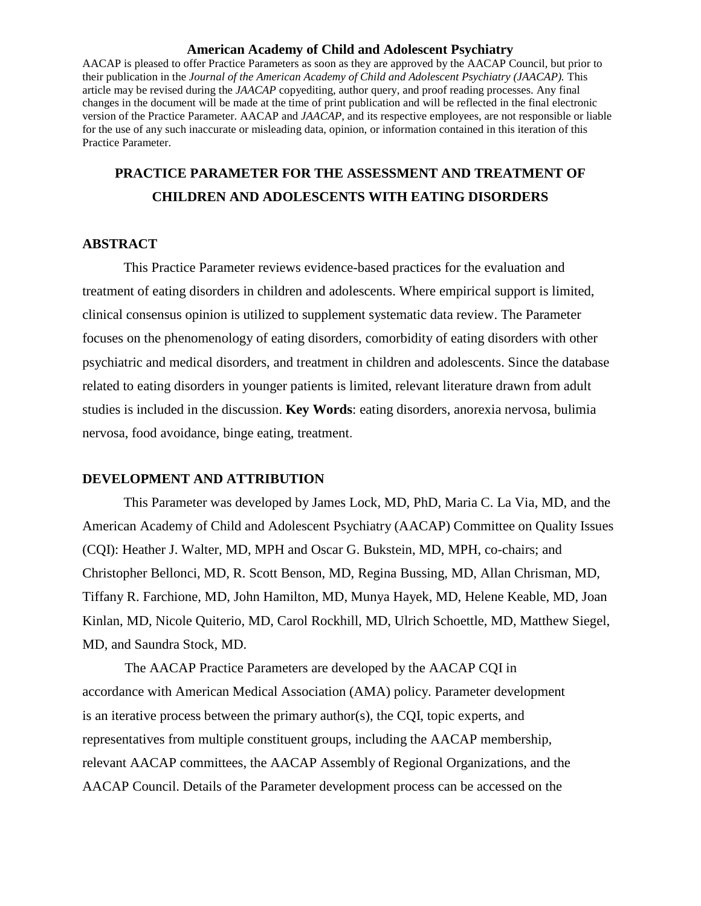**American Academy of Child and Adolescent Psychiatry**

AACAP is pleased to offer Practice Parameters as soon as they are approved by the AACAP Council, but prior to their publication in the *Journal of the American Academy of Child and Adolescent Psychiatry (JAACAP).* This article may be revised during the *JAACAP* copyediting, author query, and proof reading processes. Any final changes in the document will be made at the time of print publication and will be reflected in the final electronic version of the Practice Parameter. AACAP and *JAACAP*, and its respective employees, are not responsible or liable for the use of any such inaccurate or misleading data, opinion, or information contained in this iteration of this Practice Parameter.

# PRACTICE PARAMETER FOR THE ASSESSMENT AND TREATMENT OF CHILDREN AND ADOLESCENTS WITH EATING DISORDERS

## ABSTRACT

This Practice Parameter reviews evidence-based practices for the evaluation and treatment of eating disorders in children and adolescents. Where empirical support is limited, clinical consensus opinion is utilized to supplement systematic data review. The Parameter focuses on the phenomenology of eating disorders, comorbidity of eating disorders with other psychiatric and medical disorders, and treatment in children and adolescents. Since the database related to eating disorders in younger patients is limited, relevant literature drawn from adult studies is included in the discussion. **Key Words**: eating disorders, anorexia nervosa, bulimia nervosa, food avoidance, binge eating, treatment.

## DEVELOPMENT AND ATTRIBUTION

This Parameter was developed by James Lock, MD, PhD, Maria C. La Via, MD, and the American Academy of Child and Adolescent Psychiatry (AACAP) Committee on Quality Issues (CQI): Heather J. Walter, MD, MPH and Oscar G. Bukstein, MD, MPH, co-chairs; and Christopher Bellonci, MD, R. Scott Benson, MD, Regina Bussing, MD, Allan Chrisman, MD, Tiffany R. Farchione, MD, John Hamilton, MD, Munya Hayek, MD, Helene Keable, MD, Joan Kinlan, MD, Nicole Quiterio, MD, Carol Rockhill, MD, Ulrich Schoettle, MD, Matthew Siegel, MD, and Saundra Stock, MD.

The AACAP Practice Parameters are developed by the AACAP CQI in accordance with American Medical Association (AMA) policy. Parameter development is an iterative process between the primary author(s), the CQI, topic experts, and representatives from multiple constituent groups, including the AACAP membership, relevant AACAP committees, the AACAP Assembly of Regional Organizations, and the AACAP Council. Details of the Parameter development process can be accessed on the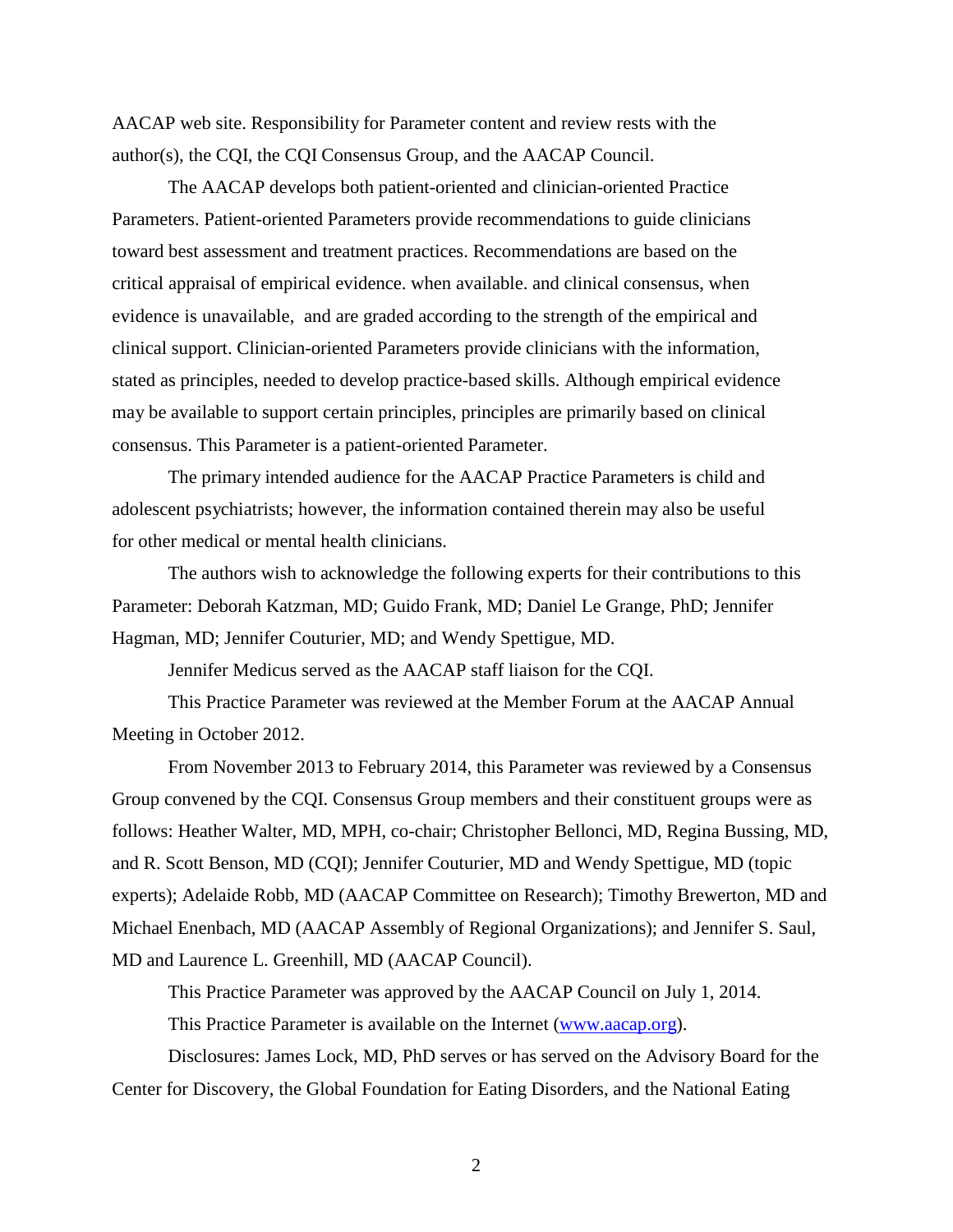AACAP web site. Responsibility for Parameter content and review rests with the author(s), the CQI, the CQI Consensus Group, and the AACAP Council.

The AACAP develops both patient-oriented and clinician-oriented Practice Parameters. Patient-oriented Parameters provide recommendations to guide clinicians toward best assessment and treatment practices. Recommendations are based on the critical appraisal of empirical evidence. when available. and clinical consensus, when evidence is unavailable, and are graded according to the strength of the empirical and clinical support. Clinician-oriented Parameters provide clinicians with the information, stated as principles, needed to develop practice-based skills. Although empirical evidence may be available to support certain principles, principles are primarily based on clinical consensus. This Parameter is a patient-oriented Parameter.

The primary intended audience for the AACAP Practice Parameters is child and adolescent psychiatrists; however, the information contained therein may also be useful for other medical or mental health clinicians.

The authors wish to acknowledge the following experts for their contributions to this Parameter: Deborah Katzman, MD; Guido Frank, MD; Daniel Le Grange, PhD; Jennifer Hagman, MD; Jennifer Couturier, MD; and Wendy Spettigue, MD.

Jennifer Medicus served as the AACAP staff liaison for the CQI.

This Practice Parameter was reviewed at the Member Forum at the AACAP Annual Meeting in October 2012.

From November 2013 to February 2014, this Parameter was reviewed by a Consensus Group convened by the CQI. Consensus Group members and their constituent groups were as follows: Heather Walter, MD, MPH, co-chair; Christopher Bellonci, MD, Regina Bussing, MD, and R. Scott Benson, MD (CQI); Jennifer Couturier, MD and Wendy Spettigue, MD (topic experts); Adelaide Robb, MD (AACAP Committee on Research); Timothy Brewerton, MD and Michael Enenbach, MD (AACAP Assembly of Regional Organizations); and Jennifer S. Saul, MD and Laurence L. Greenhill, MD (AACAP Council).

This Practice Parameter was approved by the AACAP Council on July 1, 2014.

This Practice Parameter is available on the Internet (www.aacap.org).

Disclosures: James Lock, MD, PhD serves or has served on the Advisory Board for the Center for Discovery, the Global Foundation for Eating Disorders, and the National Eating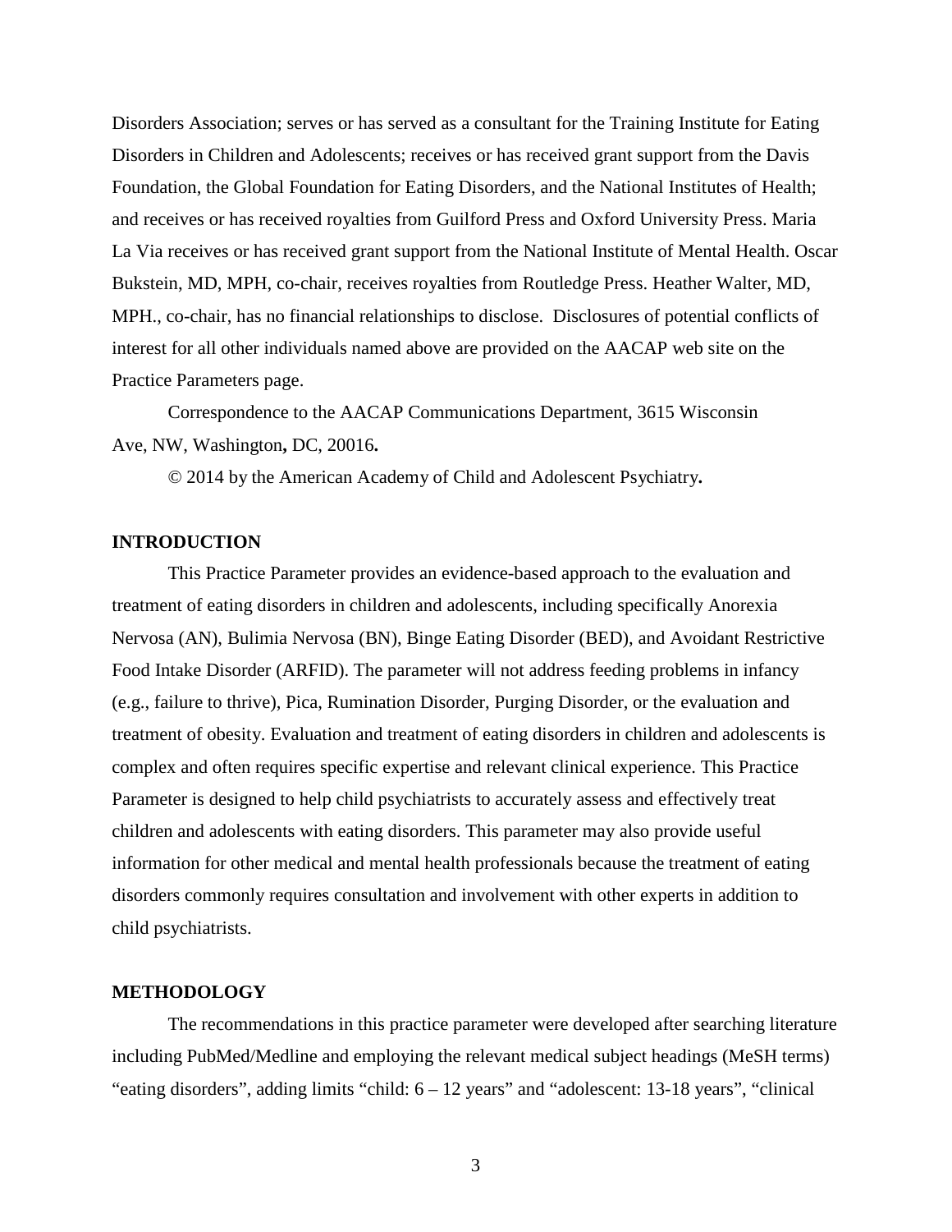Disorders Association; serves or has served as a consultant for the Training Institute for Eating Disorders in Children and Adolescents; receives or has received grant support from the Davis Foundation, the Global Foundation for Eating Disorders, and the National Institutes of Health; and receives or has received royalties from Guilford Press and Oxford University Press. Maria La Via receives or has received grant support from the National Institute of Mental Health. Oscar Bukstein, MD, MPH, co-chair, receives royalties from Routledge Press. Heather Walter, MD, MPH., co-chair, has no financial relationships to disclose. Disclosures of potential conflicts of interest for all other individuals named above are provided on the AACAP web site on the Practice Parameters page.

Correspondence to the AACAP Communications Department, 3615 Wisconsin Ave, NW, Washington**,** DC, 20016**.**

© 2014 by the American Academy of Child and Adolescent Psychiatry**.**

## INTRODUCTION

This Practice Parameter provides an evidence-based approach to the evaluation and treatment of eating disorders in children and adolescents, including specifically Anorexia Nervosa (AN), Bulimia Nervosa (BN), Binge Eating Disorder (BED), and Avoidant Restrictive Food Intake Disorder (ARFID). The parameter will not address feeding problems in infancy (e.g., failure to thrive), Pica, Rumination Disorder, Purging Disorder, or the evaluation and treatment of obesity. Evaluation and treatment of eating disorders in children and adolescents is complex and often requires specific expertise and relevant clinical experience. This Practice Parameter is designed to help child psychiatrists to accurately assess and effectively treat children and adolescents with eating disorders. This parameter may also provide useful information for other medical and mental health professionals because the treatment of eating disorders commonly requires consultation and involvement with other experts in addition to child psychiatrists.

## METHODOLOGY

The recommendations in this practice parameter were developed after searching literature including PubMed/Medline and employing the relevant medical subject headings (MeSH terms) "eating disorders", adding limits "child: 6 – 12 years" and "adolescent: 13-18 years", "clinical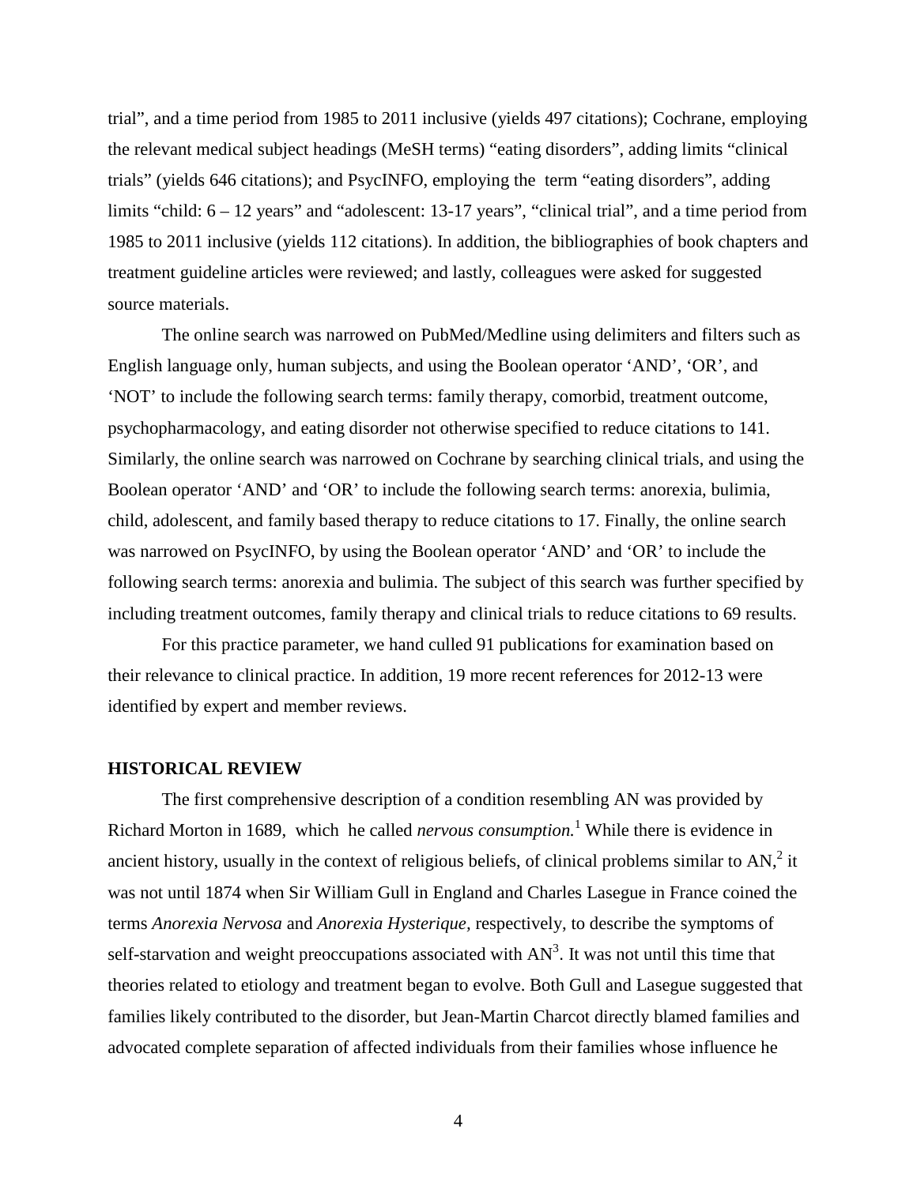trial", and a time period from 1985 to 2011 inclusive (yields 497 citations); Cochrane, employing the relevant medical subject headings (MeSH terms) "eating disorders", adding limits "clinical trials" (yields 646 citations); and PsycINFO, employing the term "eating disorders", adding limits "child: 6 – 12 years" and "adolescent: 13-17 years", "clinical trial", and a time period from 1985 to 2011 inclusive (yields 112 citations). In addition, the bibliographies of book chapters and treatment guideline articles were reviewed; and lastly, colleagues were asked for suggested source materials.

The online search was narrowed on PubMed/Medline using delimiters and filters such as English language only, human subjects, and using the Boolean operator 'AND', 'OR', and 'NOT' to include the following search terms: family therapy, comorbid, treatment outcome, psychopharmacology, and eating disorder not otherwise specified to reduce citations to 141. Similarly, the online search was narrowed on Cochrane by searching clinical trials, and using the Boolean operator 'AND' and 'OR' to include the following search terms: anorexia, bulimia, child, adolescent, and family based therapy to reduce citations to 17. Finally, the online search was narrowed on PsycINFO, by using the Boolean operator 'AND' and 'OR' to include the following search terms: anorexia and bulimia. The subject of this search was further specified by including treatment outcomes, family therapy and clinical trials to reduce citations to 69 results.

For this practice parameter, we hand culled 91 publications for examination based on their relevance to clinical practice. In addition, 19 more recent references for 2012-13 were identified by expert and member reviews.

## HISTORICAL REVIEW

The first comprehensive description of a condition resembling AN was provided by Richard Morton in 1689, which he called *nervous consumption.*[1] While there is evidence in ancient history, usually in the context of religious beliefs, of clinical problems similar to AN,[2] it was not until 1874 when Sir William Gull in England and Charles Lasegue in France coined the terms *Anorexia Nervosa* and *Anorexia Hysterique,* respectively, to describe the symptoms of self-starvation and weight preoccupations associated with AN[3]. It was not until this time that theories related to etiology and treatment began to evolve. Both Gull and Lasegue suggested that families likely contributed to the disorder, but Jean-Martin Charcot directly blamed families and advocated complete separation of affected individuals from their families whose influence he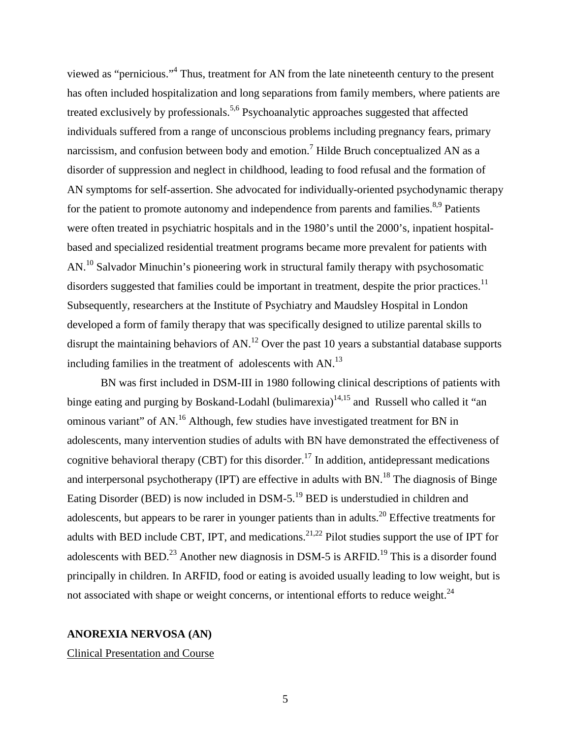viewed as "pernicious."[4] Thus, treatment for AN from the late nineteenth century to the present has often included hospitalization and long separations from family members, where patients are treated exclusively by professionals.[5,6] Psychoanalytic approaches suggested that affected individuals suffered from a range of unconscious problems including pregnancy fears, primary narcissism, and confusion between body and emotion.[7] Hilde Bruch conceptualized AN as a disorder of suppression and neglect in childhood, leading to food refusal and the formation of AN symptoms for self-assertion. She advocated for individually-oriented psychodynamic therapy for the patient to promote autonomy and independence from parents and families.[8,9] Patients were often treated in psychiatric hospitals and in the 1980's until the 2000's, inpatient hospital-based and specialized residential treatment programs became more prevalent for patients with AN.[10] Salvador Minuchin's pioneering work in structural family therapy with psychosomatic disorders suggested that families could be important in treatment, despite the prior practices.[11] Subsequently, researchers at the Institute of Psychiatry and Maudsley Hospital in London developed a form of family therapy that was specifically designed to utilize parental skills to disrupt the maintaining behaviors of AN.[12] Over the past 10 years a substantial database supports including families in the treatment of adolescents with AN.[13]

BN was first included in DSM-III in 1980 following clinical descriptions of patients with binge eating and purging by Boskand-Lodahl (bulimarexia)[14,15] and Russell who called it "an ominous variant" of AN.[16] Although, few studies have investigated treatment for BN in adolescents, many intervention studies of adults with BN have demonstrated the effectiveness of cognitive behavioral therapy (CBT) for this disorder.[17] In addition, antidepressant medications and interpersonal psychotherapy (IPT) are effective in adults with BN.[18] The diagnosis of Binge Eating Disorder (BED) is now included in DSM-5.[19] BED is understudied in children and adolescents, but appears to be rarer in younger patients than in adults.[20] Effective treatments for adults with BED include CBT, IPT, and medications.[21,22] Pilot studies support the use of IPT for adolescents with BED.[23] Another new diagnosis in DSM-5 is ARFID.[19] This is a disorder found principally in children. In ARFID, food or eating is avoided usually leading to low weight, but is not associated with shape or weight concerns, or intentional efforts to reduce weight.[24]

## ANOREXIA NERVOSA (AN)

### Clinical Presentation and Course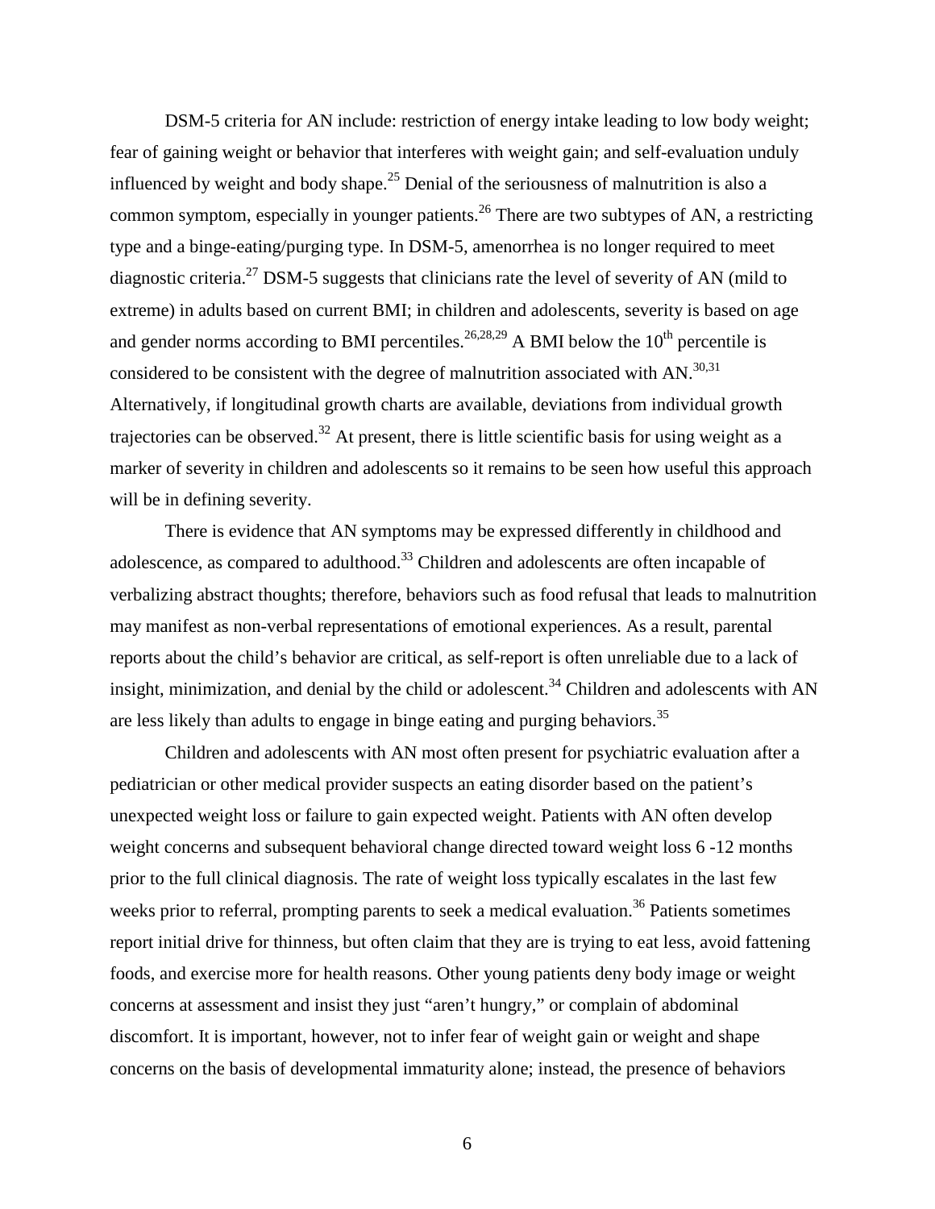DSM-5 criteria for AN include: restriction of energy intake leading to low body weight; fear of gaining weight or behavior that interferes with weight gain; and self-evaluation unduly influenced by weight and body shape.[25] Denial of the seriousness of malnutrition is also a common symptom, especially in younger patients.[26] There are two subtypes of AN, a restricting type and a binge-eating/purging type. In DSM-5, amenorrhea is no longer required to meet diagnostic criteria.[27] DSM-5 suggests that clinicians rate the level of severity of AN (mild to extreme) in adults based on current BMI; in children and adolescents, severity is based on age and gender norms according to BMI percentiles.[26,28,29] A BMI below the $10^{th}$ percentile is considered to be consistent with the degree of malnutrition associated with AN.[30,31] Alternatively, if longitudinal growth charts are available, deviations from individual growth trajectories can be observed.[32] At present, there is little scientific basis for using weight as a marker of severity in children and adolescents so it remains to be seen how useful this approach will be in defining severity.

There is evidence that AN symptoms may be expressed differently in childhood and adolescence, as compared to adulthood.[33] Children and adolescents are often incapable of verbalizing abstract thoughts; therefore, behaviors such as food refusal that leads to malnutrition may manifest as non-verbal representations of emotional experiences. As a result, parental reports about the child's behavior are critical, as self-report is often unreliable due to a lack of insight, minimization, and denial by the child or adolescent.[34] Children and adolescents with AN are less likely than adults to engage in binge eating and purging behaviors.[35]

Children and adolescents with AN most often present for psychiatric evaluation after a pediatrician or other medical provider suspects an eating disorder based on the patient's unexpected weight loss or failure to gain expected weight. Patients with AN often develop weight concerns and subsequent behavioral change directed toward weight loss 6 -12 months prior to the full clinical diagnosis. The rate of weight loss typically escalates in the last few weeks prior to referral, prompting parents to seek a medical evaluation.[36] Patients sometimes report initial drive for thinness, but often claim that they are is trying to eat less, avoid fattening foods, and exercise more for health reasons. Other young patients deny body image or weight concerns at assessment and insist they just "aren't hungry," or complain of abdominal discomfort. It is important, however, not to infer fear of weight gain or weight and shape concerns on the basis of developmental immaturity alone; instead, the presence of behaviors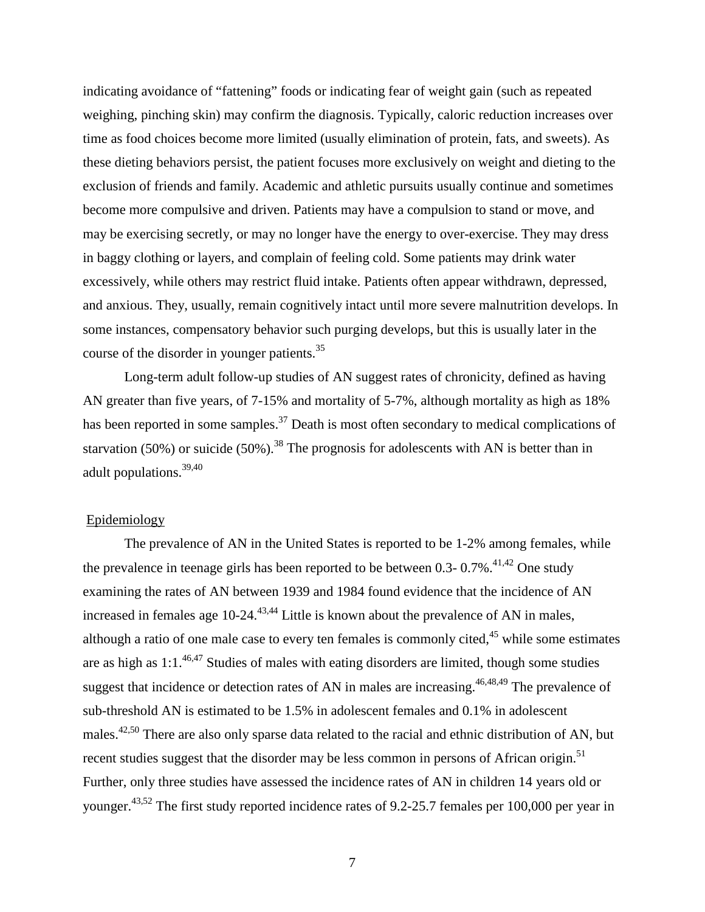indicating avoidance of "fattening" foods or indicating fear of weight gain (such as repeated weighing, pinching skin) may confirm the diagnosis. Typically, caloric reduction increases over time as food choices become more limited (usually elimination of protein, fats, and sweets). As these dieting behaviors persist, the patient focuses more exclusively on weight and dieting to the exclusion of friends and family. Academic and athletic pursuits usually continue and sometimes become more compulsive and driven. Patients may have a compulsion to stand or move, and may be exercising secretly, or may no longer have the energy to over-exercise. They may dress in baggy clothing or layers, and complain of feeling cold. Some patients may drink water excessively, while others may restrict fluid intake. Patients often appear withdrawn, depressed, and anxious. They, usually, remain cognitively intact until more severe malnutrition develops. In some instances, compensatory behavior such purging develops, but this is usually later in the course of the disorder in younger patients.[35]

Long-term adult follow-up studies of AN suggest rates of chronicity, defined as having AN greater than five years, of 7-15% and mortality of 5-7%, although mortality as high as 18% has been reported in some samples.[37] Death is most often secondary to medical complications of starvation (50%) or suicide (50%).[38] The prognosis for adolescents with AN is better than in adult populations.[39,40]

## Epidemiology

The prevalence of AN in the United States is reported to be 1-2% among females, while the prevalence in teenage girls has been reported to be between 0.3- 0.7%.[41,42] One study examining the rates of AN between 1939 and 1984 found evidence that the incidence of AN increased in females age 10-24.[43,44] Little is known about the prevalence of AN in males, although a ratio of one male case to every ten females is commonly cited,[45] while some estimates are as high as 1:1.[46,47] Studies of males with eating disorders are limited, though some studies suggest that incidence or detection rates of AN in males are increasing.[46,48,49] The prevalence of sub-threshold AN is estimated to be 1.5% in adolescent females and 0.1% in adolescent males.[42,50] There are also only sparse data related to the racial and ethnic distribution of AN, but recent studies suggest that the disorder may be less common in persons of African origin.[51] Further, only three studies have assessed the incidence rates of AN in children 14 years old or younger.[43,52] The first study reported incidence rates of 9.2-25.7 females per 100,000 per year in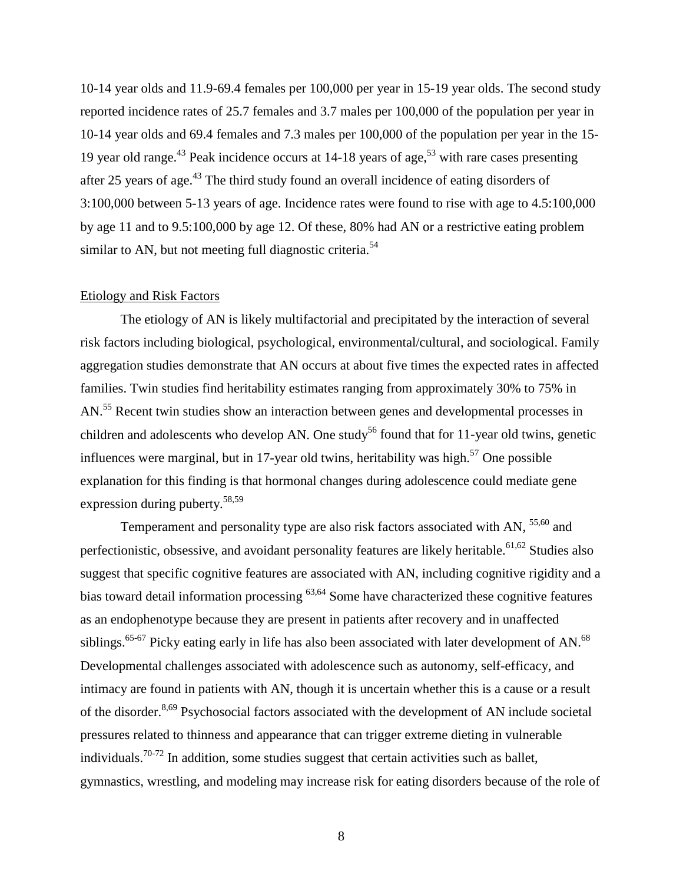10-14 year olds and 11.9-69.4 females per 100,000 per year in 15-19 year olds. The second study reported incidence rates of 25.7 females and 3.7 males per 100,000 of the population per year in 10-14 year olds and 69.4 females and 7.3 males per 100,000 of the population per year in the 15-19 year old range.[43] Peak incidence occurs at 14-18 years of age,[53] with rare cases presenting after 25 years of age.[43] The third study found an overall incidence of eating disorders of 3:100,000 between 5-13 years of age. Incidence rates were found to rise with age to 4.5:100,000 by age 11 and to 9.5:100,000 by age 12. Of these, 80% had AN or a restrictive eating problem similar to AN, but not meeting full diagnostic criteria.[54]

## Etiology and Risk Factors

The etiology of AN is likely multifactorial and precipitated by the interaction of several risk factors including biological, psychological, environmental/cultural, and sociological. Family aggregation studies demonstrate that AN occurs at about five times the expected rates in affected families. Twin studies find heritability estimates ranging from approximately 30% to 75% in AN.[55] Recent twin studies show an interaction between genes and developmental processes in children and adolescents who develop AN. One study[56] found that for 11-year old twins, genetic influences were marginal, but in 17-year old twins, heritability was high.[57] One possible explanation for this finding is that hormonal changes during adolescence could mediate gene expression during puberty.[58,59]

Temperament and personality type are also risk factors associated with AN, [55,60] and perfectionistic, obsessive, and avoidant personality features are likely heritable.[61,62] Studies also suggest that specific cognitive features are associated with AN, including cognitive rigidity and a bias toward detail information processing [63,64] Some have characterized these cognitive features as an endophenotype because they are present in patients after recovery and in unaffected siblings.[65-67] Picky eating early in life has also been associated with later development of AN.[68] Developmental challenges associated with adolescence such as autonomy, self-efficacy, and intimacy are found in patients with AN, though it is uncertain whether this is a cause or a result of the disorder.[8,69] Psychosocial factors associated with the development of AN include societal pressures related to thinness and appearance that can trigger extreme dieting in vulnerable individuals.[70-72] In addition, some studies suggest that certain activities such as ballet, gymnastics, wrestling, and modeling may increase risk for eating disorders because of the role of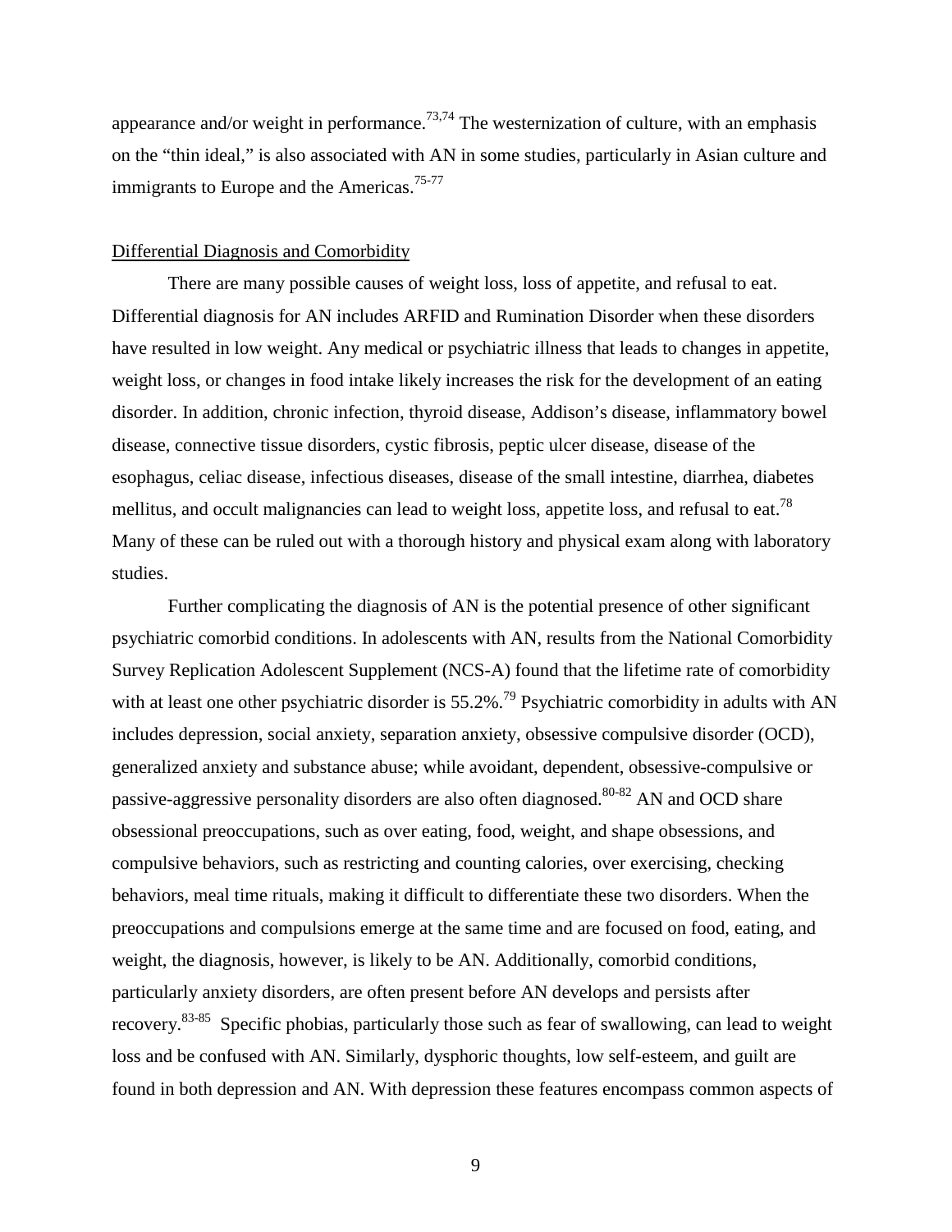appearance and/or weight in performance.[73,74] The westernization of culture, with an emphasis on the "thin ideal," is also associated with AN in some studies, particularly in Asian culture and immigrants to Europe and the Americas.[75-77]

## Differential Diagnosis and Comorbidity

There are many possible causes of weight loss, loss of appetite, and refusal to eat. Differential diagnosis for AN includes ARFID and Rumination Disorder when these disorders have resulted in low weight. Any medical or psychiatric illness that leads to changes in appetite, weight loss, or changes in food intake likely increases the risk for the development of an eating disorder. In addition, chronic infection, thyroid disease, Addison's disease, inflammatory bowel disease, connective tissue disorders, cystic fibrosis, peptic ulcer disease, disease of the esophagus, celiac disease, infectious diseases, disease of the small intestine, diarrhea, diabetes mellitus, and occult malignancies can lead to weight loss, appetite loss, and refusal to eat.[78] Many of these can be ruled out with a thorough history and physical exam along with laboratory studies.

Further complicating the diagnosis of AN is the potential presence of other significant psychiatric comorbid conditions. In adolescents with AN, results from the National Comorbidity Survey Replication Adolescent Supplement (NCS-A) found that the lifetime rate of comorbidity with at least one other psychiatric disorder is 55.2%.[79] Psychiatric comorbidity in adults with AN includes depression, social anxiety, separation anxiety, obsessive compulsive disorder (OCD), generalized anxiety and substance abuse; while avoidant, dependent, obsessive-compulsive or passive-aggressive personality disorders are also often diagnosed.[80-82] AN and OCD share obsessional preoccupations, such as over eating, food, weight, and shape obsessions, and compulsive behaviors, such as restricting and counting calories, over exercising, checking behaviors, meal time rituals, making it difficult to differentiate these two disorders. When the preoccupations and compulsions emerge at the same time and are focused on food, eating, and weight, the diagnosis, however, is likely to be AN. Additionally, comorbid conditions, particularly anxiety disorders, are often present before AN develops and persists after recovery.[83-85] Specific phobias, particularly those such as fear of swallowing, can lead to weight loss and be confused with AN. Similarly, dysphoric thoughts, low self-esteem, and guilt are found in both depression and AN. With depression these features encompass common aspects of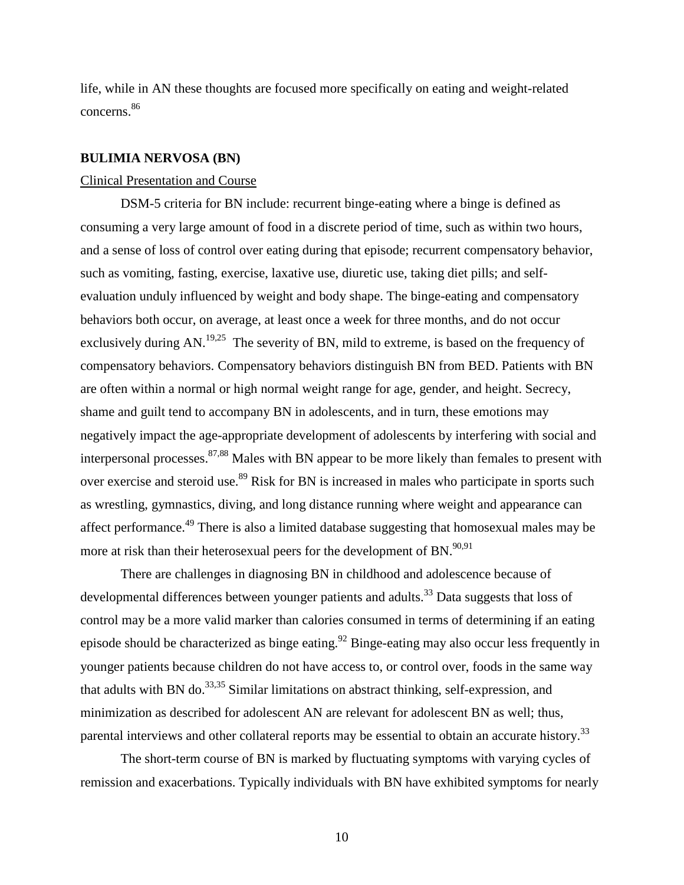life, while in AN these thoughts are focused more specifically on eating and weight-related concerns.[86]

## BULIMIA NERVOSA (BN)

### Clinical Presentation and Course

DSM-5 criteria for BN include: recurrent binge-eating where a binge is defined as consuming a very large amount of food in a discrete period of time, such as within two hours, and a sense of loss of control over eating during that episode; recurrent compensatory behavior, such as vomiting, fasting, exercise, laxative use, diuretic use, taking diet pills; and self-evaluation unduly influenced by weight and body shape. The binge-eating and compensatory behaviors both occur, on average, at least once a week for three months, and do not occur exclusively during AN.[19,25] The severity of BN, mild to extreme, is based on the frequency of compensatory behaviors. Compensatory behaviors distinguish BN from BED. Patients with BN are often within a normal or high normal weight range for age, gender, and height. Secrecy, shame and guilt tend to accompany BN in adolescents, and in turn, these emotions may negatively impact the age-appropriate development of adolescents by interfering with social and interpersonal processes.[87,88] Males with BN appear to be more likely than females to present with over exercise and steroid use.[89] Risk for BN is increased in males who participate in sports such as wrestling, gymnastics, diving, and long distance running where weight and appearance can affect performance.[49] There is also a limited database suggesting that homosexual males may be more at risk than their heterosexual peers for the development of BN.[90,91]

There are challenges in diagnosing BN in childhood and adolescence because of developmental differences between younger patients and adults.[33] Data suggests that loss of control may be a more valid marker than calories consumed in terms of determining if an eating episode should be characterized as binge eating.[92] Binge-eating may also occur less frequently in younger patients because children do not have access to, or control over, foods in the same way that adults with BN do.[33,35] Similar limitations on abstract thinking, self-expression, and minimization as described for adolescent AN are relevant for adolescent BN as well; thus, parental interviews and other collateral reports may be essential to obtain an accurate history.[33]

The short-term course of BN is marked by fluctuating symptoms with varying cycles of remission and exacerbations. Typically individuals with BN have exhibited symptoms for nearly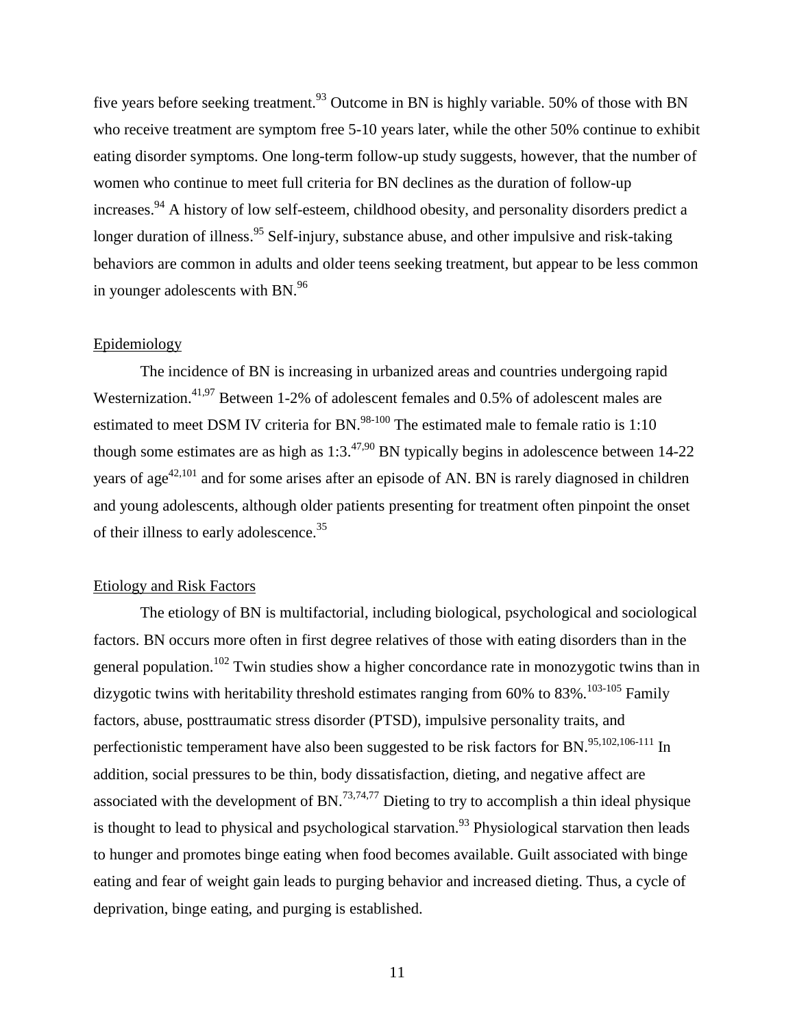five years before seeking treatment.[93] Outcome in BN is highly variable. 50% of those with BN who receive treatment are symptom free 5-10 years later, while the other 50% continue to exhibit eating disorder symptoms. One long-term follow-up study suggests, however, that the number of women who continue to meet full criteria for BN declines as the duration of follow-up increases.[94] A history of low self-esteem, childhood obesity, and personality disorders predict a longer duration of illness.[95] Self-injury, substance abuse, and other impulsive and risk-taking behaviors are common in adults and older teens seeking treatment, but appear to be less common in younger adolescents with BN.[96]

## Epidemiology

The incidence of BN is increasing in urbanized areas and countries undergoing rapid Westernization.[41,97] Between 1-2% of adolescent females and 0.5% of adolescent males are estimated to meet DSM IV criteria for BN.[98-100] The estimated male to female ratio is 1:10 though some estimates are as high as 1:3.[47,90] BN typically begins in adolescence between 14-22 years of age[42,101] and for some arises after an episode of AN. BN is rarely diagnosed in children and young adolescents, although older patients presenting for treatment often pinpoint the onset of their illness to early adolescence.[35]

## Etiology and Risk Factors

The etiology of BN is multifactorial, including biological, psychological and sociological factors. BN occurs more often in first degree relatives of those with eating disorders than in the general population.[102] Twin studies show a higher concordance rate in monozygotic twins than in dizygotic twins with heritability threshold estimates ranging from 60% to 83%.[103-105] Family factors, abuse, posttraumatic stress disorder (PTSD), impulsive personality traits, and perfectionistic temperament have also been suggested to be risk factors for BN.[95,102,106-111] In addition, social pressures to be thin, body dissatisfaction, dieting, and negative affect are associated with the development of BN.[73,74,77] Dieting to try to accomplish a thin ideal physique is thought to lead to physical and psychological starvation.[93] Physiological starvation then leads to hunger and promotes binge eating when food becomes available. Guilt associated with binge eating and fear of weight gain leads to purging behavior and increased dieting. Thus, a cycle of deprivation, binge eating, and purging is established.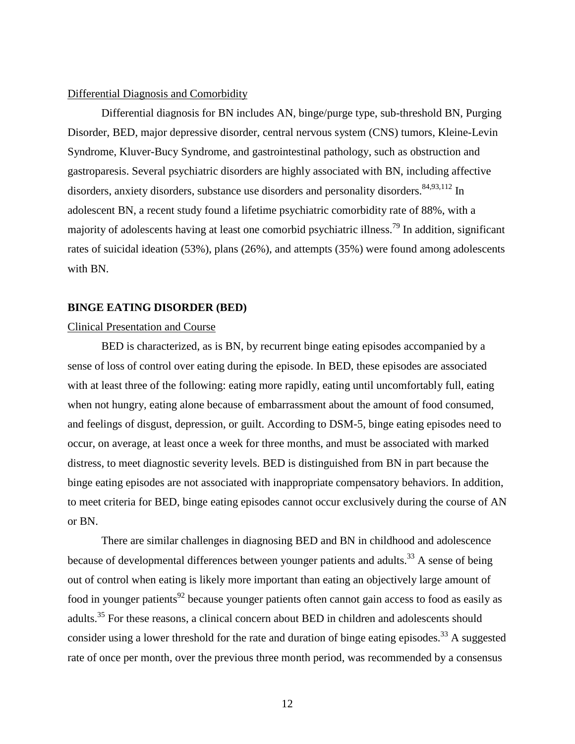Differential Diagnosis and Comorbidity

Differential diagnosis for BN includes AN, binge/purge type, sub-threshold BN, Purging Disorder, BED, major depressive disorder, central nervous system (CNS) tumors, Kleine-Levin Syndrome, Kluver-Bucy Syndrome, and gastrointestinal pathology, such as obstruction and gastroparesis. Several psychiatric disorders are highly associated with BN, including affective disorders, anxiety disorders, substance use disorders and personality disorders.[84,93,112] In adolescent BN, a recent study found a lifetime psychiatric comorbidity rate of 88%, with a majority of adolescents having at least one comorbid psychiatric illness.[79] In addition, significant rates of suicidal ideation (53%), plans (26%), and attempts (35%) were found among adolescents with BN.

## BINGE EATING DISORDER (BED)

Clinical Presentation and Course

BED is characterized, as is BN, by recurrent binge eating episodes accompanied by a sense of loss of control over eating during the episode. In BED, these episodes are associated with at least three of the following: eating more rapidly, eating until uncomfortably full, eating when not hungry, eating alone because of embarrassment about the amount of food consumed, and feelings of disgust, depression, or guilt. According to DSM-5, binge eating episodes need to occur, on average, at least once a week for three months, and must be associated with marked distress, to meet diagnostic severity levels. BED is distinguished from BN in part because the binge eating episodes are not associated with inappropriate compensatory behaviors. In addition, to meet criteria for BED, binge eating episodes cannot occur exclusively during the course of AN or BN.

There are similar challenges in diagnosing BED and BN in childhood and adolescence because of developmental differences between younger patients and adults.[33] A sense of being out of control when eating is likely more important than eating an objectively large amount of food in younger patients[92] because younger patients often cannot gain access to food as easily as adults.[35] For these reasons, a clinical concern about BED in children and adolescents should consider using a lower threshold for the rate and duration of binge eating episodes.[33] A suggested rate of once per month, over the previous three month period, was recommended by a consensus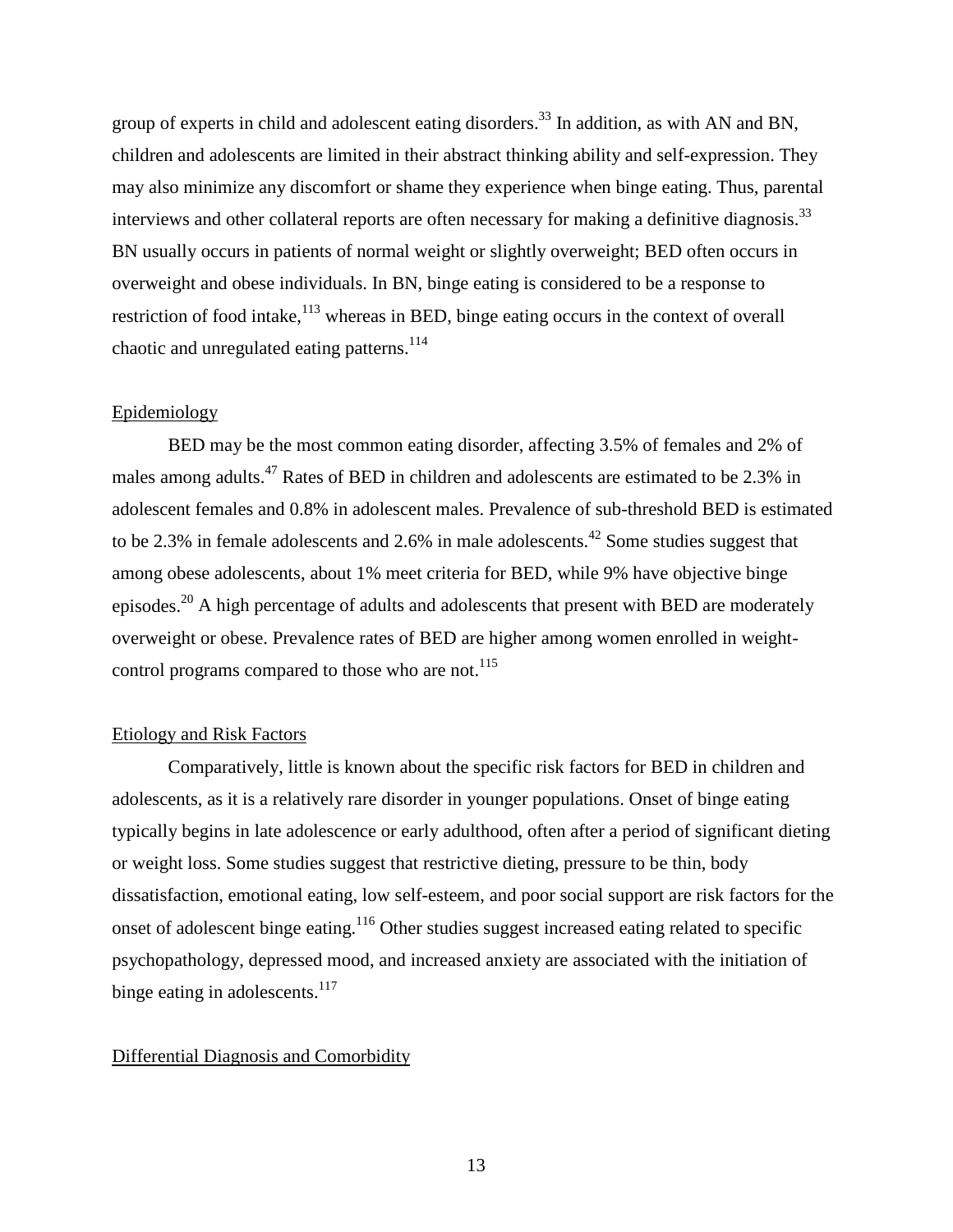group of experts in child and adolescent eating disorders.[33] In addition, as with AN and BN, children and adolescents are limited in their abstract thinking ability and self-expression. They may also minimize any discomfort or shame they experience when binge eating. Thus, parental interviews and other collateral reports are often necessary for making a definitive diagnosis.[33] BN usually occurs in patients of normal weight or slightly overweight; BED often occurs in overweight and obese individuals. In BN, binge eating is considered to be a response to restriction of food intake,[113] whereas in BED, binge eating occurs in the context of overall chaotic and unregulated eating patterns.[114]

## Epidemiology

BED may be the most common eating disorder, affecting 3.5% of females and 2% of males among adults.[47] Rates of BED in children and adolescents are estimated to be 2.3% in adolescent females and 0.8% in adolescent males. Prevalence of sub-threshold BED is estimated to be 2.3% in female adolescents and 2.6% in male adolescents.[42] Some studies suggest that among obese adolescents, about 1% meet criteria for BED, while 9% have objective binge episodes.[20] A high percentage of adults and adolescents that present with BED are moderately overweight or obese. Prevalence rates of BED are higher among women enrolled in weight-control programs compared to those who are not.[115]

## Etiology and Risk Factors

Comparatively, little is known about the specific risk factors for BED in children and adolescents, as it is a relatively rare disorder in younger populations. Onset of binge eating typically begins in late adolescence or early adulthood, often after a period of significant dieting or weight loss. Some studies suggest that restrictive dieting, pressure to be thin, body dissatisfaction, emotional eating, low self-esteem, and poor social support are risk factors for the onset of adolescent binge eating.[116] Other studies suggest increased eating related to specific psychopathology, depressed mood, and increased anxiety are associated with the initiation of binge eating in adolescents.[117]

## Differential Diagnosis and Comorbidity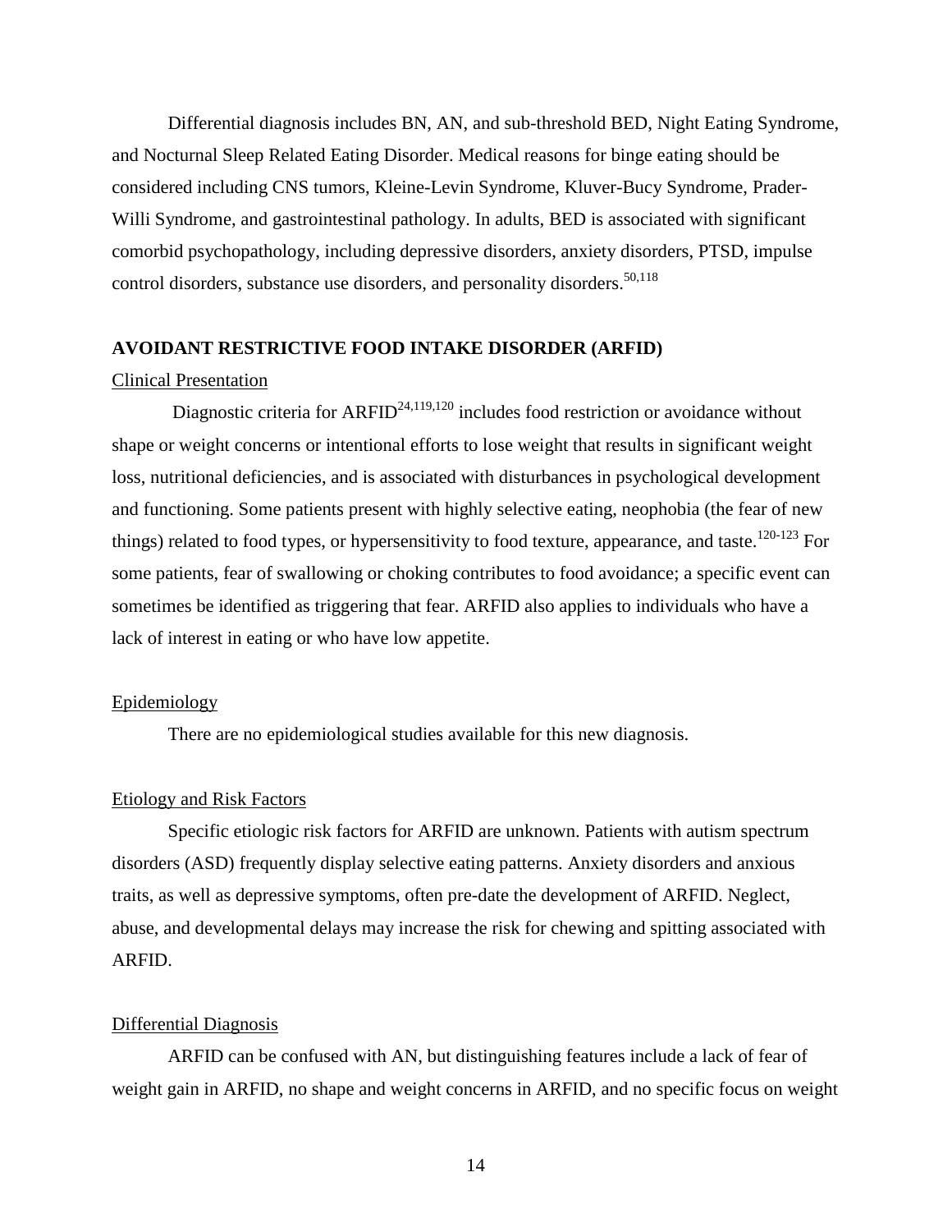Differential diagnosis includes BN, AN, and sub-threshold BED, Night Eating Syndrome, and Nocturnal Sleep Related Eating Disorder. Medical reasons for binge eating should be considered including CNS tumors, Kleine-Levin Syndrome, Kluver-Bucy Syndrome, Prader-Willi Syndrome, and gastrointestinal pathology. In adults, BED is associated with significant comorbid psychopathology, including depressive disorders, anxiety disorders, PTSD, impulse control disorders, substance use disorders, and personality disorders.[50,118]

## AVOIDANT RESTRICTIVE FOOD INTAKE DISORDER (ARFID)

### Clinical Presentation

Diagnostic criteria for ARFID[24,119,120] includes food restriction or avoidance without shape or weight concerns or intentional efforts to lose weight that results in significant weight loss, nutritional deficiencies, and is associated with disturbances in psychological development and functioning. Some patients present with highly selective eating, neophobia (the fear of new things) related to food types, or hypersensitivity to food texture, appearance, and taste.[120-123] For some patients, fear of swallowing or choking contributes to food avoidance; a specific event can sometimes be identified as triggering that fear. ARFID also applies to individuals who have a lack of interest in eating or who have low appetite.

### Epidemiology

There are no epidemiological studies available for this new diagnosis.

### Etiology and Risk Factors

Specific etiologic risk factors for ARFID are unknown. Patients with autism spectrum disorders (ASD) frequently display selective eating patterns. Anxiety disorders and anxious traits, as well as depressive symptoms, often pre-date the development of ARFID. Neglect, abuse, and developmental delays may increase the risk for chewing and spitting associated with ARFID.

### Differential Diagnosis

ARFID can be confused with AN, but distinguishing features include a lack of fear of weight gain in ARFID, no shape and weight concerns in ARFID, and no specific focus on weight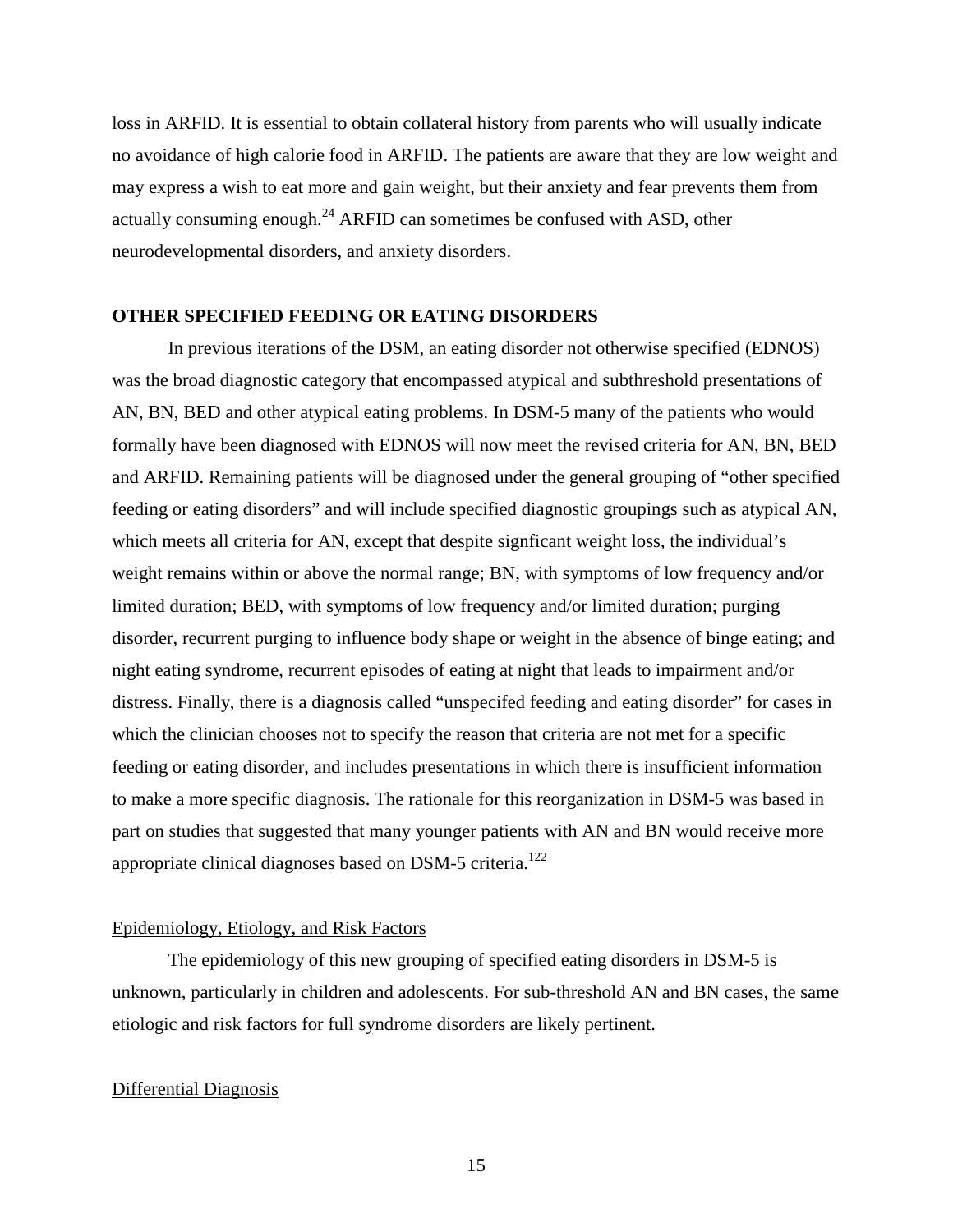loss in ARFID. It is essential to obtain collateral history from parents who will usually indicate no avoidance of high calorie food in ARFID. The patients are aware that they are low weight and may express a wish to eat more and gain weight, but their anxiety and fear prevents them from actually consuming enough.[24] ARFID can sometimes be confused with ASD, other neurodevelopmental disorders, and anxiety disorders.

## OTHER SPECIFIED FEEDING OR EATING DISORDERS

In previous iterations of the DSM, an eating disorder not otherwise specified (EDNOS) was the broad diagnostic category that encompassed atypical and subthreshold presentations of AN, BN, BED and other atypical eating problems. In DSM-5 many of the patients who would formally have been diagnosed with EDNOS will now meet the revised criteria for AN, BN, BED and ARFID. Remaining patients will be diagnosed under the general grouping of "other specified feeding or eating disorders" and will include specified diagnostic groupings such as atypical AN, which meets all criteria for AN, except that despite signficant weight loss, the individual's weight remains within or above the normal range; BN, with symptoms of low frequency and/or limited duration; BED, with symptoms of low frequency and/or limited duration; purging disorder, recurrent purging to influence body shape or weight in the absence of binge eating; and night eating syndrome, recurrent episodes of eating at night that leads to impairment and/or distress. Finally, there is a diagnosis called "unspecifed feeding and eating disorder" for cases in which the clinician chooses not to specify the reason that criteria are not met for a specific feeding or eating disorder, and includes presentations in which there is insufficient information to make a more specific diagnosis. The rationale for this reorganization in DSM-5 was based in part on studies that suggested that many younger patients with AN and BN would receive more appropriate clinical diagnoses based on DSM-5 criteria.[122]

### Epidemiology, Etiology, and Risk Factors

The epidemiology of this new grouping of specified eating disorders in DSM-5 is unknown, particularly in children and adolescents. For sub-threshold AN and BN cases, the same etiologic and risk factors for full syndrome disorders are likely pertinent.

### Differential Diagnosis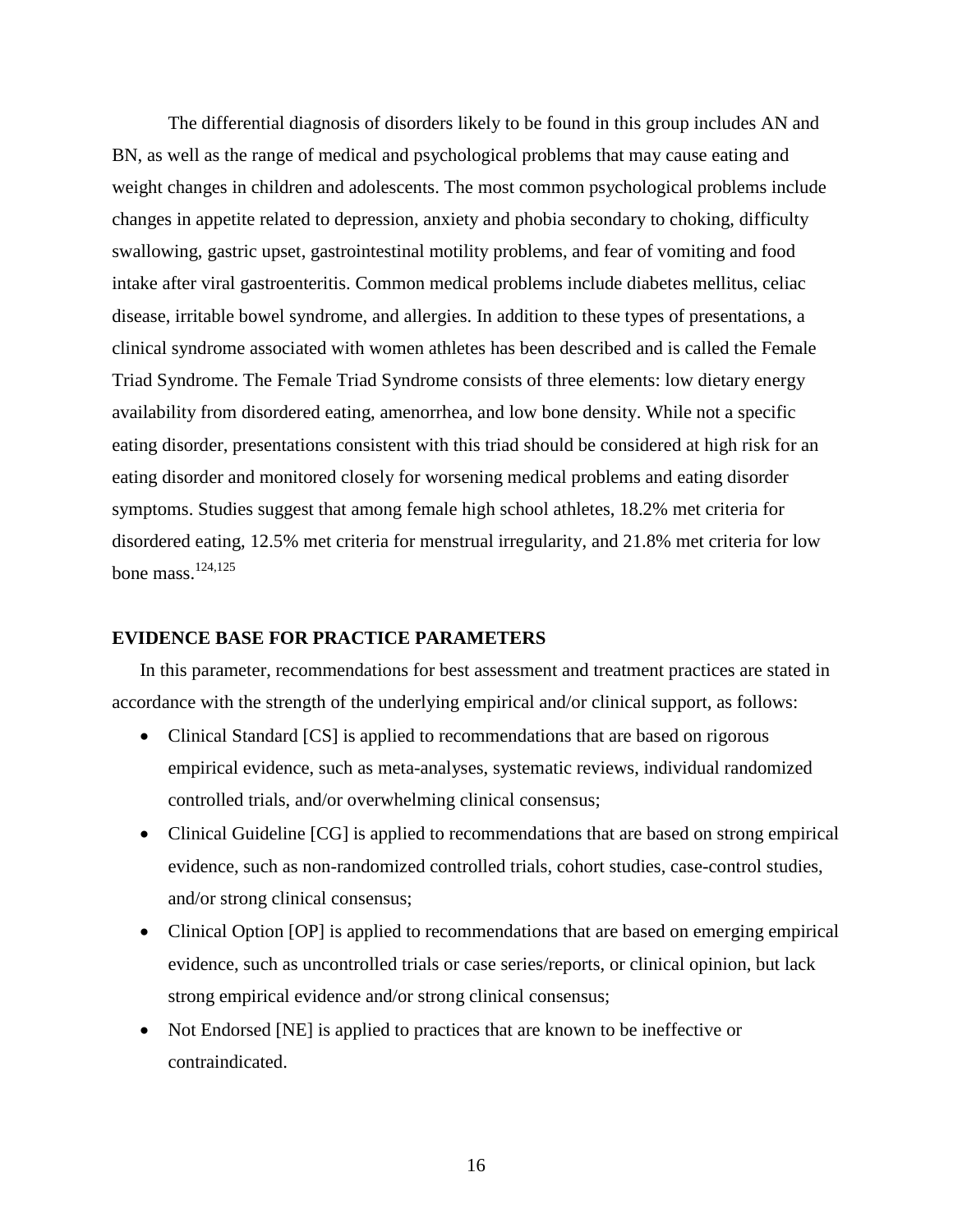The differential diagnosis of disorders likely to be found in this group includes AN and BN, as well as the range of medical and psychological problems that may cause eating and weight changes in children and adolescents. The most common psychological problems include changes in appetite related to depression, anxiety and phobia secondary to choking, difficulty swallowing, gastric upset, gastrointestinal motility problems, and fear of vomiting and food intake after viral gastroenteritis. Common medical problems include diabetes mellitus, celiac disease, irritable bowel syndrome, and allergies. In addition to these types of presentations, a clinical syndrome associated with women athletes has been described and is called the Female Triad Syndrome. The Female Triad Syndrome consists of three elements: low dietary energy availability from disordered eating, amenorrhea, and low bone density. While not a specific eating disorder, presentations consistent with this triad should be considered at high risk for an eating disorder and monitored closely for worsening medical problems and eating disorder symptoms. Studies suggest that among female high school athletes, 18.2% met criteria for disordered eating, 12.5% met criteria for menstrual irregularity, and 21.8% met criteria for low bone mass.[124,125]

## EVIDENCE BASE FOR PRACTICE PARAMETERS

In this parameter, recommendations for best assessment and treatment practices are stated in accordance with the strength of the underlying empirical and/or clinical support, as follows:

- Clinical Standard [CS] is applied to recommendations that are based on rigorous empirical evidence, such as meta-analyses, systematic reviews, individual randomized controlled trials, and/or overwhelming clinical consensus;
- Clinical Guideline [CG] is applied to recommendations that are based on strong empirical evidence, such as non-randomized controlled trials, cohort studies, case-control studies, and/or strong clinical consensus;
- Clinical Option [OP] is applied to recommendations that are based on emerging empirical evidence, such as uncontrolled trials or case series/reports, or clinical opinion, but lack strong empirical evidence and/or strong clinical consensus;
- Not Endorsed [NE] is applied to practices that are known to be ineffective or contraindicated.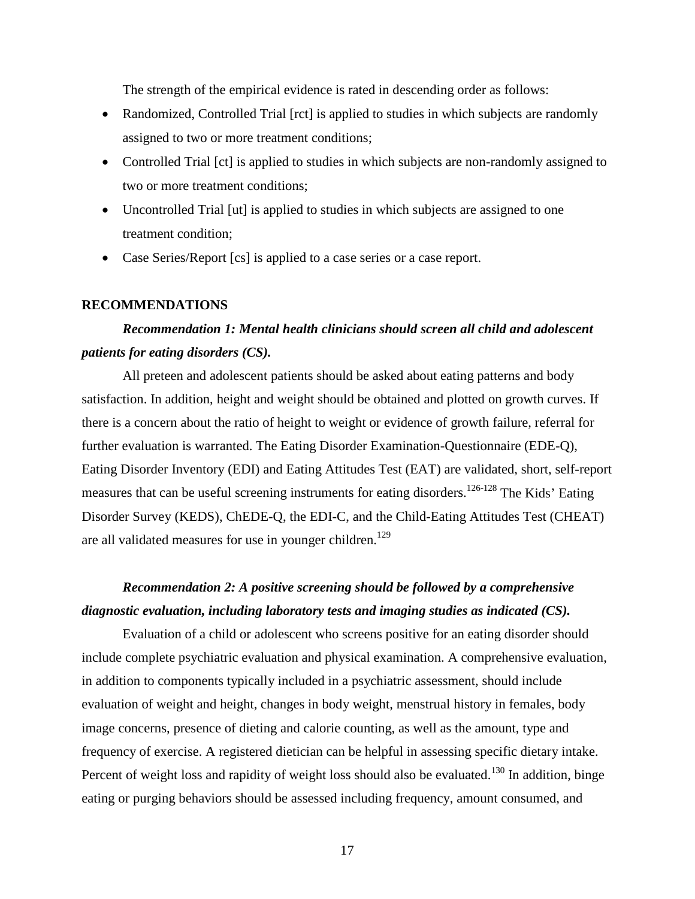The strength of the empirical evidence is rated in descending order as follows:

- Randomized, Controlled Trial [rct] is applied to studies in which subjects are randomly assigned to two or more treatment conditions;
- Controlled Trial [ct] is applied to studies in which subjects are non-randomly assigned to two or more treatment conditions;
- Uncontrolled Trial [ut] is applied to studies in which subjects are assigned to one treatment condition;
- Case Series/Report [cs] is applied to a case series or a case report.

## RECOMMENDATIONS

***Recommendation 1: Mental health clinicians should screen all child and adolescent patients for eating disorders (CS).***

All preteen and adolescent patients should be asked about eating patterns and body satisfaction. In addition, height and weight should be obtained and plotted on growth curves. If there is a concern about the ratio of height to weight or evidence of growth failure, referral for further evaluation is warranted. The Eating Disorder Examination-Questionnaire (EDE-Q), Eating Disorder Inventory (EDI) and Eating Attitudes Test (EAT) are validated, short, self-report measures that can be useful screening instruments for eating disorders.[126-128] The Kids' Eating Disorder Survey (KEDS), ChEDE-Q, the EDI-C, and the Child-Eating Attitudes Test (CHEAT) are all validated measures for use in younger children.[129]

***Recommendation 2: A positive screening should be followed by a comprehensive diagnostic evaluation, including laboratory tests and imaging studies as indicated (CS).***

Evaluation of a child or adolescent who screens positive for an eating disorder should include complete psychiatric evaluation and physical examination. A comprehensive evaluation, in addition to components typically included in a psychiatric assessment, should include evaluation of weight and height, changes in body weight, menstrual history in females, body image concerns, presence of dieting and calorie counting, as well as the amount, type and frequency of exercise. A registered dietician can be helpful in assessing specific dietary intake. Percent of weight loss and rapidity of weight loss should also be evaluated.[130] In addition, binge eating or purging behaviors should be assessed including frequency, amount consumed, and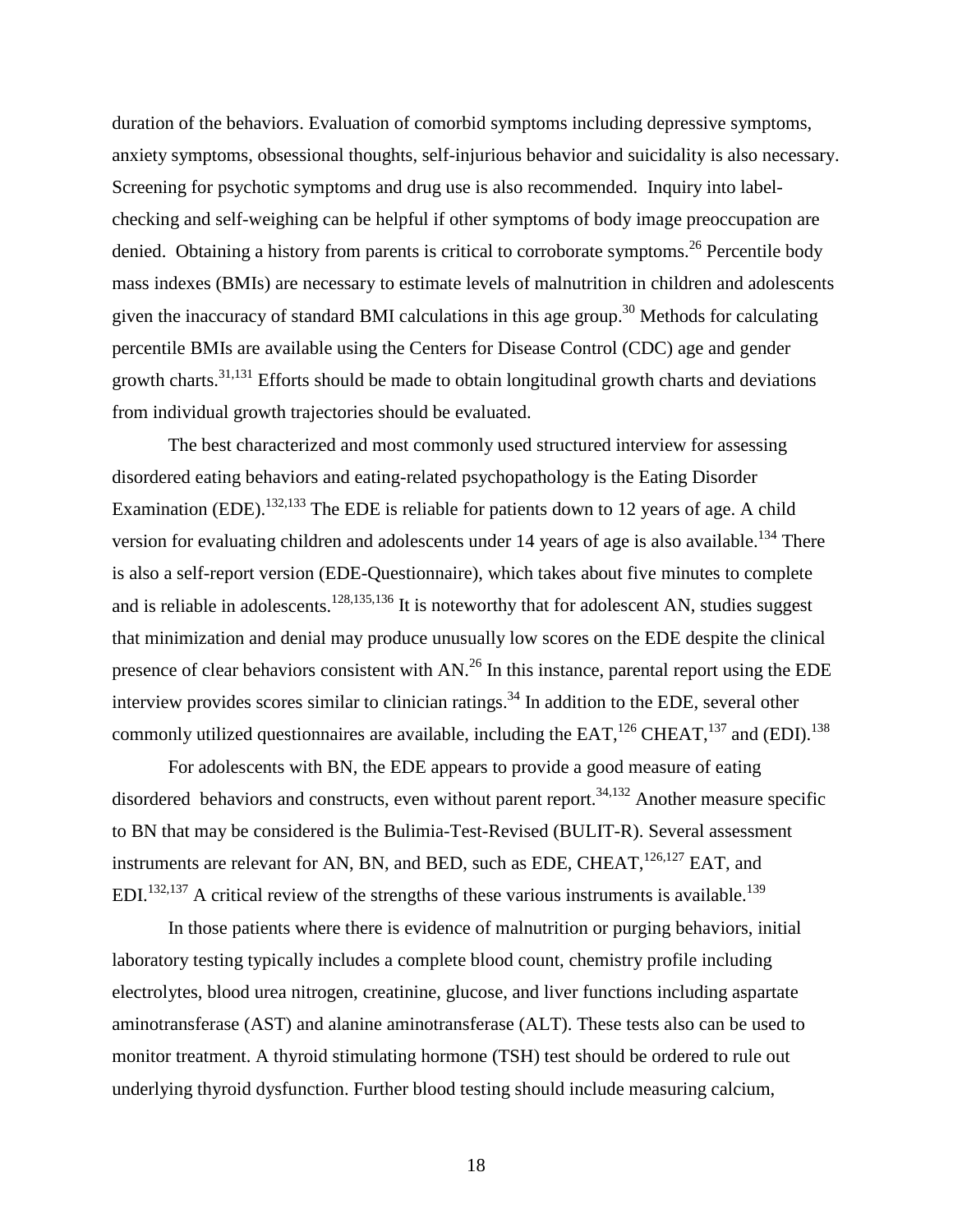duration of the behaviors. Evaluation of comorbid symptoms including depressive symptoms, anxiety symptoms, obsessional thoughts, self-injurious behavior and suicidality is also necessary. Screening for psychotic symptoms and drug use is also recommended. Inquiry into label-checking and self-weighing can be helpful if other symptoms of body image preoccupation are denied. Obtaining a history from parents is critical to corroborate symptoms.[26] Percentile body mass indexes (BMIs) are necessary to estimate levels of malnutrition in children and adolescents given the inaccuracy of standard BMI calculations in this age group.[30] Methods for calculating percentile BMIs are available using the Centers for Disease Control (CDC) age and gender growth charts.[31,131] Efforts should be made to obtain longitudinal growth charts and deviations from individual growth trajectories should be evaluated.

The best characterized and most commonly used structured interview for assessing disordered eating behaviors and eating-related psychopathology is the Eating Disorder Examination (EDE).[132,133] The EDE is reliable for patients down to 12 years of age. A child version for evaluating children and adolescents under 14 years of age is also available.[134] There is also a self-report version (EDE-Questionnaire), which takes about five minutes to complete and is reliable in adolescents.[128,135,136] It is noteworthy that for adolescent AN, studies suggest that minimization and denial may produce unusually low scores on the EDE despite the clinical presence of clear behaviors consistent with AN.[26] In this instance, parental report using the EDE interview provides scores similar to clinician ratings.[34] In addition to the EDE, several other commonly utilized questionnaires are available, including the EAT,[126] CHEAT,[137] and (EDI).[138]

For adolescents with BN, the EDE appears to provide a good measure of eating disordered behaviors and constructs, even without parent report.[34,132] Another measure specific to BN that may be considered is the Bulimia-Test-Revised (BULIT-R). Several assessment instruments are relevant for AN, BN, and BED, such as EDE, CHEAT,[126,127] EAT, and EDI.[132,137] A critical review of the strengths of these various instruments is available.[139]

In those patients where there is evidence of malnutrition or purging behaviors, initial laboratory testing typically includes a complete blood count, chemistry profile including electrolytes, blood urea nitrogen, creatinine, glucose, and liver functions including aspartate aminotransferase (AST) and alanine aminotransferase (ALT). These tests also can be used to monitor treatment. A thyroid stimulating hormone (TSH) test should be ordered to rule out underlying thyroid dysfunction. Further blood testing should include measuring calcium,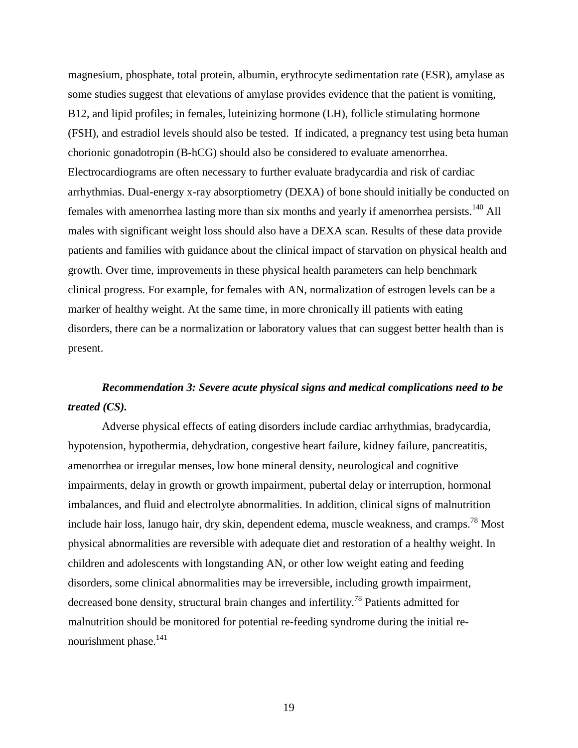magnesium, phosphate, total protein, albumin, erythrocyte sedimentation rate (ESR), amylase as some studies suggest that elevations of amylase provides evidence that the patient is vomiting, B12, and lipid profiles; in females, luteinizing hormone (LH), follicle stimulating hormone (FSH), and estradiol levels should also be tested. If indicated, a pregnancy test using beta human chorionic gonadotropin (B-hCG) should also be considered to evaluate amenorrhea. Electrocardiograms are often necessary to further evaluate bradycardia and risk of cardiac arrhythmias. Dual-energy x-ray absorptiometry (DEXA) of bone should initially be conducted on females with amenorrhea lasting more than six months and yearly if amenorrhea persists.[140] All males with significant weight loss should also have a DEXA scan. Results of these data provide patients and families with guidance about the clinical impact of starvation on physical health and growth. Over time, improvements in these physical health parameters can help benchmark clinical progress. For example, for females with AN, normalization of estrogen levels can be a marker of healthy weight. At the same time, in more chronically ill patients with eating disorders, there can be a normalization or laboratory values that can suggest better health than is present.

***Recommendation 3: Severe acute physical signs and medical complications need to be treated (CS).***

Adverse physical effects of eating disorders include cardiac arrhythmias, bradycardia, hypotension, hypothermia, dehydration, congestive heart failure, kidney failure, pancreatitis, amenorrhea or irregular menses, low bone mineral density, neurological and cognitive impairments, delay in growth or growth impairment, pubertal delay or interruption, hormonal imbalances, and fluid and electrolyte abnormalities. In addition, clinical signs of malnutrition include hair loss, lanugo hair, dry skin, dependent edema, muscle weakness, and cramps.[78] Most physical abnormalities are reversible with adequate diet and restoration of a healthy weight. In children and adolescents with longstanding AN, or other low weight eating and feeding disorders, some clinical abnormalities may be irreversible, including growth impairment, decreased bone density, structural brain changes and infertility.[78] Patients admitted for malnutrition should be monitored for potential re-feeding syndrome during the initial re-nourishment phase.[141]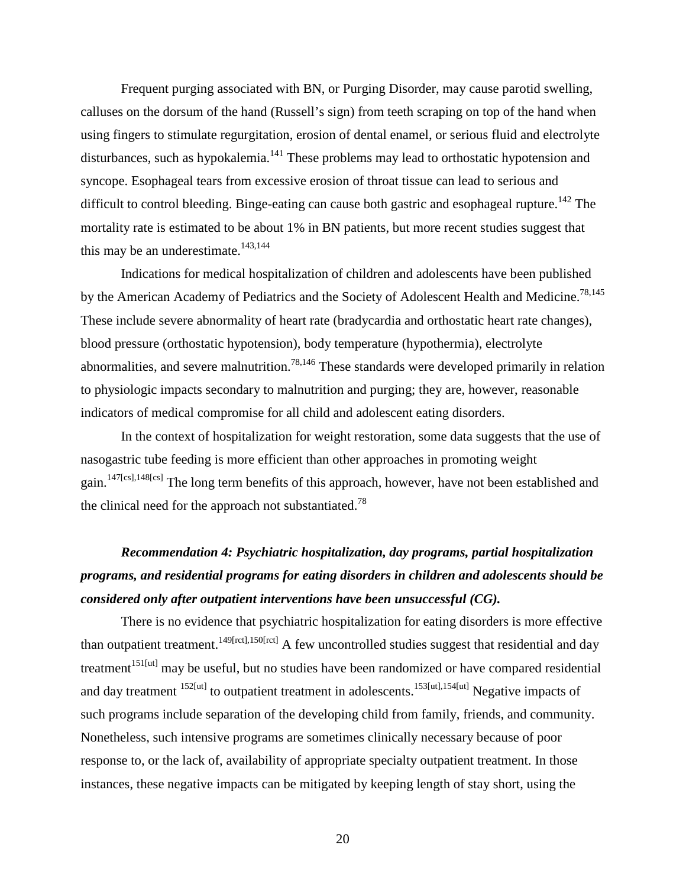Frequent purging associated with BN, or Purging Disorder, may cause parotid swelling, calluses on the dorsum of the hand (Russell's sign) from teeth scraping on top of the hand when using fingers to stimulate regurgitation, erosion of dental enamel, or serious fluid and electrolyte disturbances, such as hypokalemia.[141] These problems may lead to orthostatic hypotension and syncope. Esophageal tears from excessive erosion of throat tissue can lead to serious and difficult to control bleeding. Binge-eating can cause both gastric and esophageal rupture.[142] The mortality rate is estimated to be about 1% in BN patients, but more recent studies suggest that this may be an underestimate.[143,144]

Indications for medical hospitalization of children and adolescents have been published by the American Academy of Pediatrics and the Society of Adolescent Health and Medicine.[78,145] These include severe abnormality of heart rate (bradycardia and orthostatic heart rate changes), blood pressure (orthostatic hypotension), body temperature (hypothermia), electrolyte abnormalities, and severe malnutrition.[78,146] These standards were developed primarily in relation to physiologic impacts secondary to malnutrition and purging; they are, however, reasonable indicators of medical compromise for all child and adolescent eating disorders.

In the context of hospitalization for weight restoration, some data suggests that the use of nasogastric tube feeding is more efficient than other approaches in promoting weight gain.[147[cs],148[cs]] The long term benefits of this approach, however, have not been established and the clinical need for the approach not substantiated.[78]

***Recommendation 4: Psychiatric hospitalization, day programs, partial hospitalization programs, and residential programs for eating disorders in children and adolescents should be considered only after outpatient interventions have been unsuccessful (CG).***

There is no evidence that psychiatric hospitalization for eating disorders is more effective than outpatient treatment.[149[rct],150[rct]] A few uncontrolled studies suggest that residential and day treatment[151[ut]] may be useful, but no studies have been randomized or have compared residential and day treatment [152[ut]] to outpatient treatment in adolescents.[153[ut],154[ut]] Negative impacts of such programs include separation of the developing child from family, friends, and community. Nonetheless, such intensive programs are sometimes clinically necessary because of poor response to, or the lack of, availability of appropriate specialty outpatient treatment. In those instances, these negative impacts can be mitigated by keeping length of stay short, using the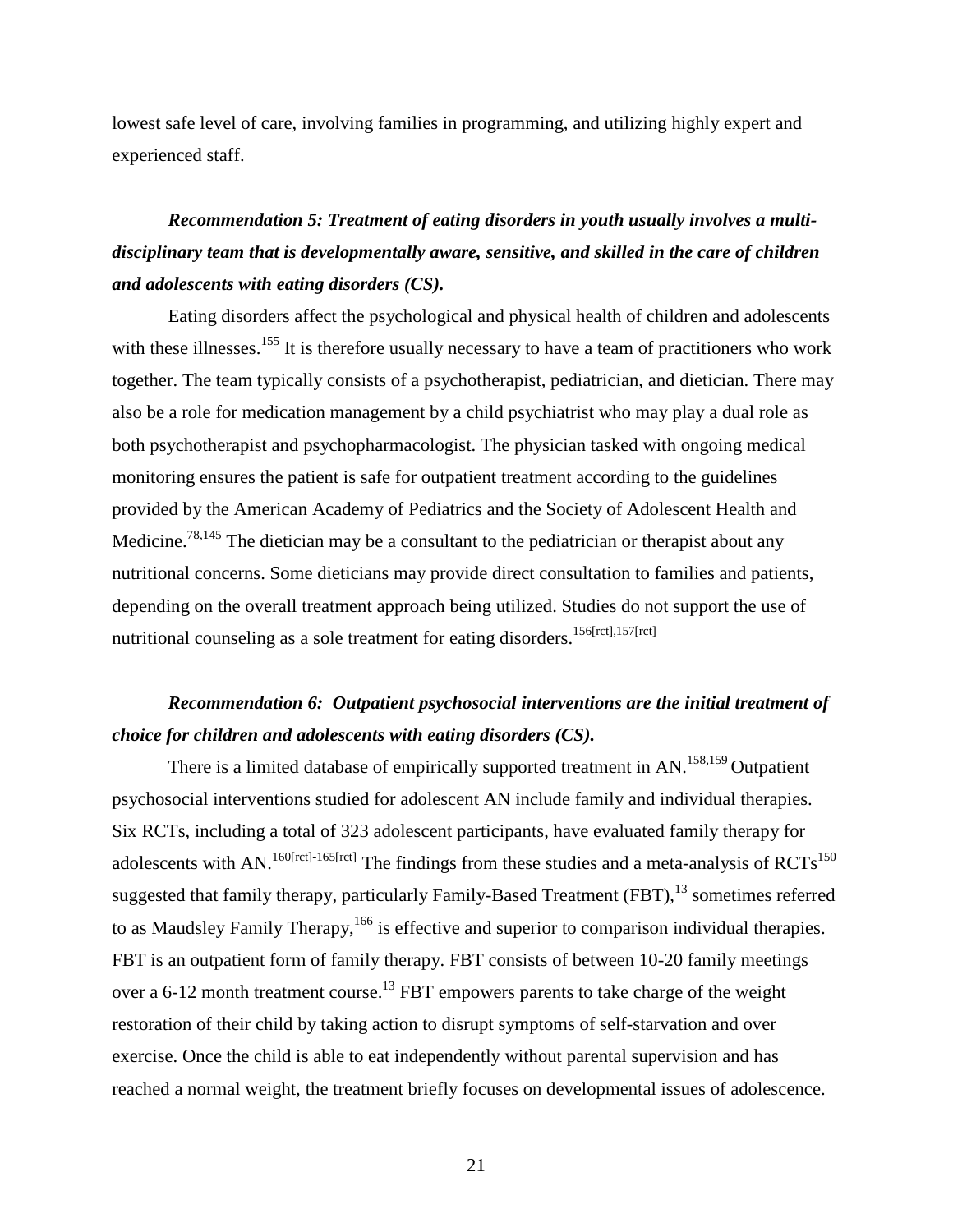lowest safe level of care, involving families in programming, and utilizing highly expert and experienced staff.

***Recommendation 5: Treatment of eating disorders in youth usually involves a multi-disciplinary team that is developmentally aware, sensitive, and skilled in the care of children and adolescents with eating disorders (CS).***

Eating disorders affect the psychological and physical health of children and adolescents with these illnesses.[155] It is therefore usually necessary to have a team of practitioners who work together. The team typically consists of a psychotherapist, pediatrician, and dietician. There may also be a role for medication management by a child psychiatrist who may play a dual role as both psychotherapist and psychopharmacologist. The physician tasked with ongoing medical monitoring ensures the patient is safe for outpatient treatment according to the guidelines provided by the American Academy of Pediatrics and the Society of Adolescent Health and Medicine.[78,145] The dietician may be a consultant to the pediatrician or therapist about any nutritional concerns. Some dieticians may provide direct consultation to families and patients, depending on the overall treatment approach being utilized. Studies do not support the use of nutritional counseling as a sole treatment for eating disorders.[156[rct],157[rct]]

***Recommendation 6: Outpatient psychosocial interventions are the initial treatment of choice for children and adolescents with eating disorders (CS).***

There is a limited database of empirically supported treatment in AN.[158,159] Outpatient psychosocial interventions studied for adolescent AN include family and individual therapies. Six RCTs, including a total of 323 adolescent participants, have evaluated family therapy for adolescents with AN.[160[rct]-165[rct]] The findings from these studies and a meta-analysis of RCTs[150] suggested that family therapy, particularly Family-Based Treatment (FBT),[13] sometimes referred to as Maudsley Family Therapy,[166] is effective and superior to comparison individual therapies. FBT is an outpatient form of family therapy. FBT consists of between 10-20 family meetings over a 6-12 month treatment course.[13] FBT empowers parents to take charge of the weight restoration of their child by taking action to disrupt symptoms of self-starvation and over exercise. Once the child is able to eat independently without parental supervision and has reached a normal weight, the treatment briefly focuses on developmental issues of adolescence.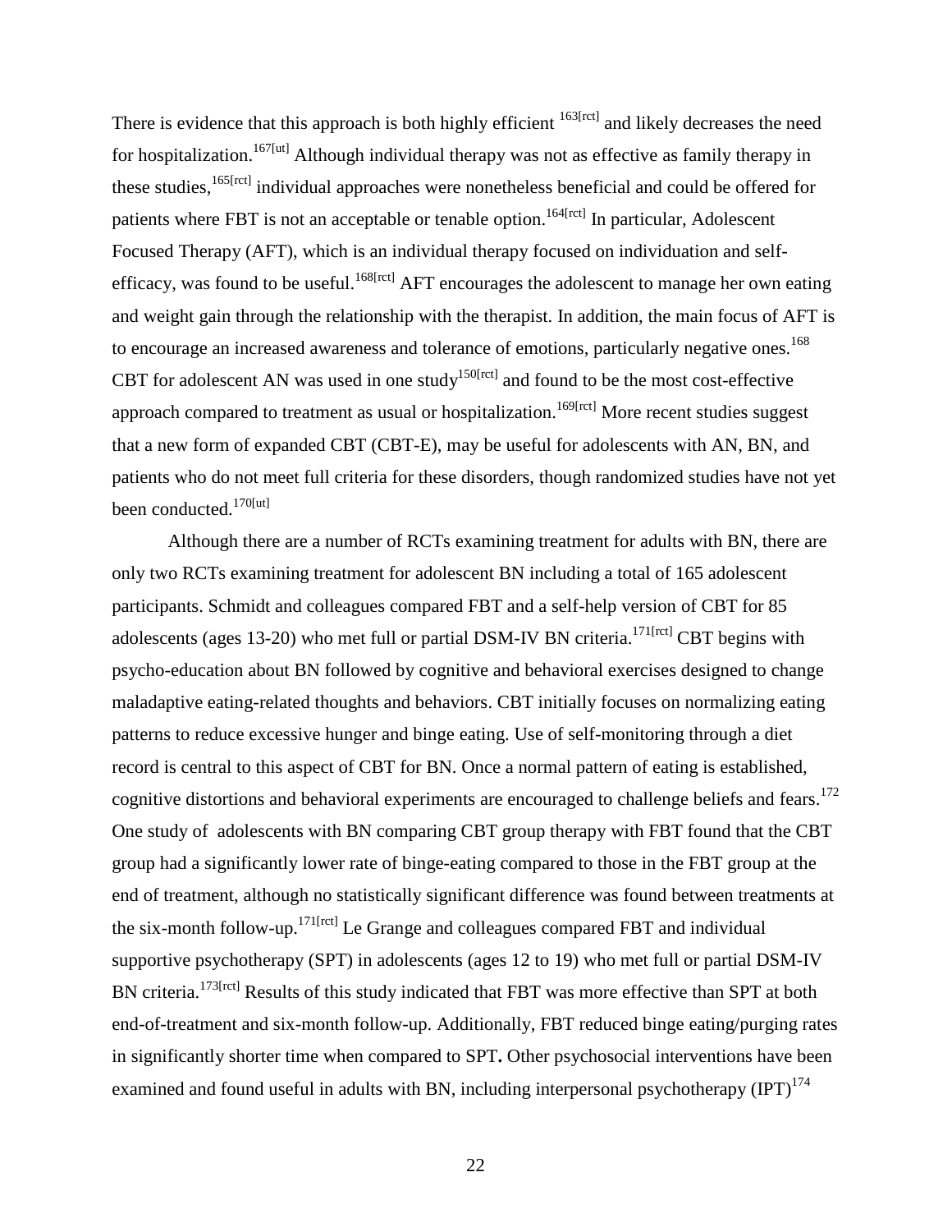There is evidence that this approach is both highly efficient [163[rct]] and likely decreases the need for hospitalization.[167[ut]] Although individual therapy was not as effective as family therapy in these studies,[165[rct]] individual approaches were nonetheless beneficial and could be offered for patients where FBT is not an acceptable or tenable option.[164[rct]] In particular, Adolescent Focused Therapy (AFT), which is an individual therapy focused on individuation and self-efficacy, was found to be useful.[168[rct]] AFT encourages the adolescent to manage her own eating and weight gain through the relationship with the therapist. In addition, the main focus of AFT is to encourage an increased awareness and tolerance of emotions, particularly negative ones.[168] CBT for adolescent AN was used in one study[150[rct]] and found to be the most cost-effective approach compared to treatment as usual or hospitalization.[169[rct]] More recent studies suggest that a new form of expanded CBT (CBT-E), may be useful for adolescents with AN, BN, and patients who do not meet full criteria for these disorders, though randomized studies have not yet been conducted.[170[ut]]

Although there are a number of RCTs examining treatment for adults with BN, there are only two RCTs examining treatment for adolescent BN including a total of 165 adolescent participants. Schmidt and colleagues compared FBT and a self-help version of CBT for 85 adolescents (ages 13-20) who met full or partial DSM-IV BN criteria.[171[rct]] CBT begins with psycho-education about BN followed by cognitive and behavioral exercises designed to change maladaptive eating-related thoughts and behaviors. CBT initially focuses on normalizing eating patterns to reduce excessive hunger and binge eating. Use of self-monitoring through a diet record is central to this aspect of CBT for BN. Once a normal pattern of eating is established, cognitive distortions and behavioral experiments are encouraged to challenge beliefs and fears.[172] One study of adolescents with BN comparing CBT group therapy with FBT found that the CBT group had a significantly lower rate of binge-eating compared to those in the FBT group at the end of treatment, although no statistically significant difference was found between treatments at the six-month follow-up.[171[rct]] Le Grange and colleagues compared FBT and individual supportive psychotherapy (SPT) in adolescents (ages 12 to 19) who met full or partial DSM-IV BN criteria.[173[rct]] Results of this study indicated that FBT was more effective than SPT at both end-of-treatment and six-month follow-up. Additionally, FBT reduced binge eating/purging rates in significantly shorter time when compared to SPT**.** Other psychosocial interventions have been examined and found useful in adults with BN, including interpersonal psychotherapy (IPT)[174]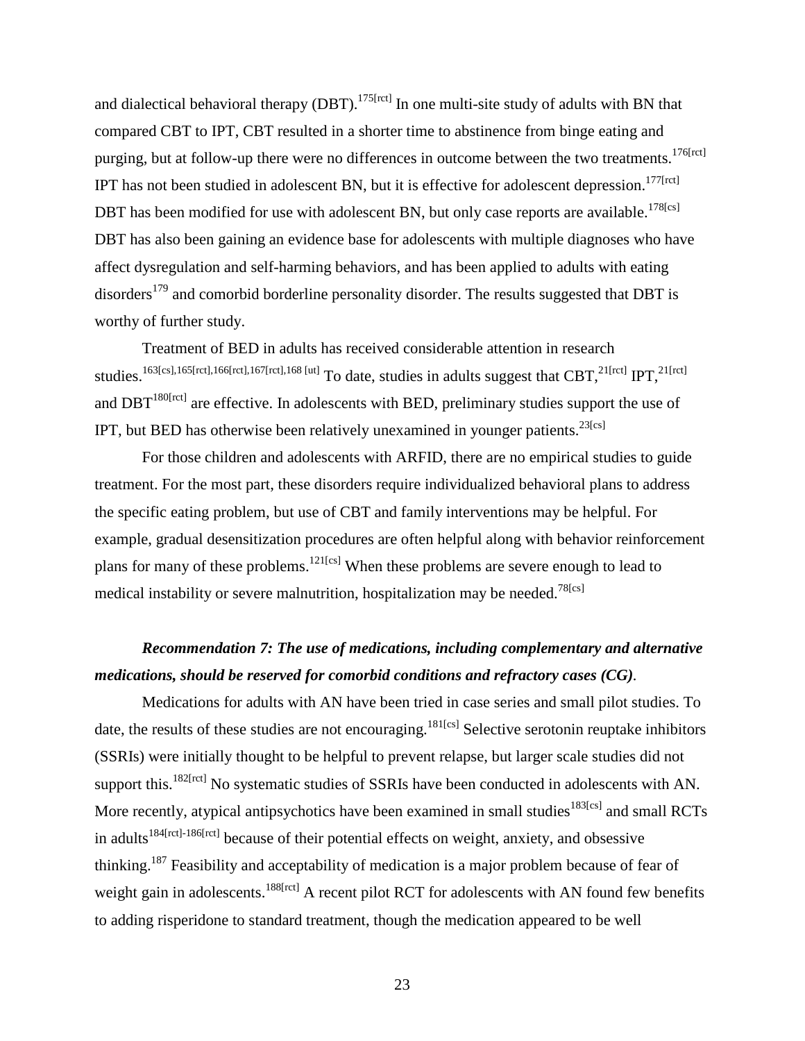and dialectical behavioral therapy (DBT).[175[rct]] In one multi-site study of adults with BN that compared CBT to IPT, CBT resulted in a shorter time to abstinence from binge eating and purging, but at follow-up there were no differences in outcome between the two treatments.[176[rct]] IPT has not been studied in adolescent BN, but it is effective for adolescent depression.[177[rct]] DBT has been modified for use with adolescent BN, but only case reports are available.[178[cs]] DBT has also been gaining an evidence base for adolescents with multiple diagnoses who have affect dysregulation and self-harming behaviors, and has been applied to adults with eating disorders[179] and comorbid borderline personality disorder. The results suggested that DBT is worthy of further study.

Treatment of BED in adults has received considerable attention in research studies.[163[cs],165[rct],166[rct],167[rct],168 [ut]] To date, studies in adults suggest that CBT,[21[rct]] IPT,[21[rct]] and DBT[180[rct]] are effective. In adolescents with BED, preliminary studies support the use of IPT, but BED has otherwise been relatively unexamined in younger patients.[23[cs]]

For those children and adolescents with ARFID, there are no empirical studies to guide treatment. For the most part, these disorders require individualized behavioral plans to address the specific eating problem, but use of CBT and family interventions may be helpful. For example, gradual desensitization procedures are often helpful along with behavior reinforcement plans for many of these problems.[121[cs]] When these problems are severe enough to lead to medical instability or severe malnutrition, hospitalization may be needed.[78[cs]]

***Recommendation 7: The use of medications, including complementary and alternative medications, should be reserved for comorbid conditions and refractory cases (CG)***.

Medications for adults with AN have been tried in case series and small pilot studies. To date, the results of these studies are not encouraging.[181[cs]] Selective serotonin reuptake inhibitors (SSRIs) were initially thought to be helpful to prevent relapse, but larger scale studies did not support this.[182[rct]] No systematic studies of SSRIs have been conducted in adolescents with AN. More recently, atypical antipsychotics have been examined in small studies[183[cs]] and small RCTs in adults[184[rct]-186[rct]] because of their potential effects on weight, anxiety, and obsessive thinking.[187] Feasibility and acceptability of medication is a major problem because of fear of weight gain in adolescents.[188[rct]] A recent pilot RCT for adolescents with AN found few benefits to adding risperidone to standard treatment, though the medication appeared to be well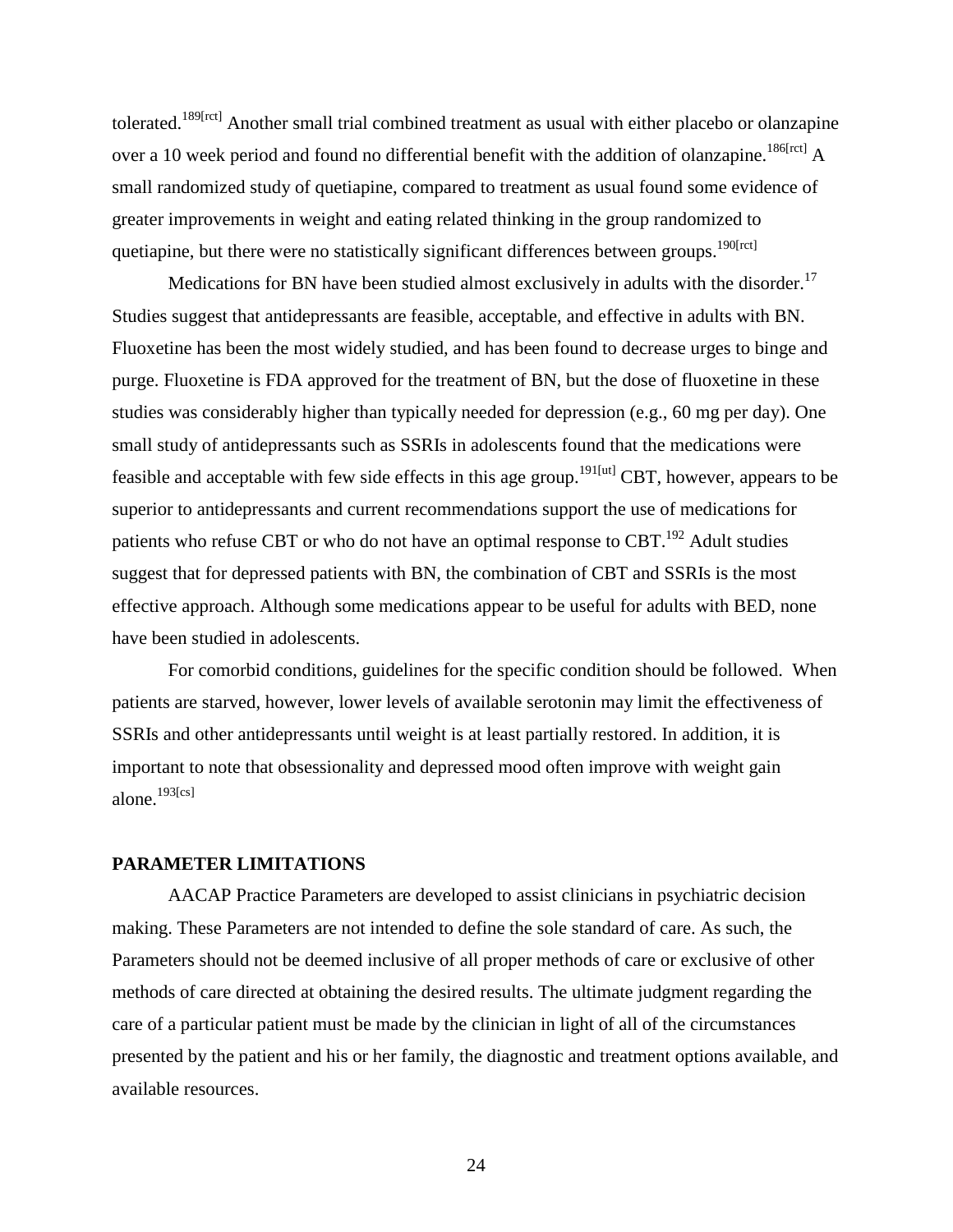tolerated.[189[rct]] Another small trial combined treatment as usual with either placebo or olanzapine over a 10 week period and found no differential benefit with the addition of olanzapine.[186[rct]] A small randomized study of quetiapine, compared to treatment as usual found some evidence of greater improvements in weight and eating related thinking in the group randomized to quetiapine, but there were no statistically significant differences between groups.[190[rct]]

Medications for BN have been studied almost exclusively in adults with the disorder.[17] Studies suggest that antidepressants are feasible, acceptable, and effective in adults with BN. Fluoxetine has been the most widely studied, and has been found to decrease urges to binge and purge. Fluoxetine is FDA approved for the treatment of BN, but the dose of fluoxetine in these studies was considerably higher than typically needed for depression (e.g., 60 mg per day). One small study of antidepressants such as SSRIs in adolescents found that the medications were feasible and acceptable with few side effects in this age group.[191[ut]] CBT, however, appears to be superior to antidepressants and current recommendations support the use of medications for patients who refuse CBT or who do not have an optimal response to CBT.[192] Adult studies suggest that for depressed patients with BN, the combination of CBT and SSRIs is the most effective approach. Although some medications appear to be useful for adults with BED, none have been studied in adolescents.

For comorbid conditions, guidelines for the specific condition should be followed. When patients are starved, however, lower levels of available serotonin may limit the effectiveness of SSRIs and other antidepressants until weight is at least partially restored. In addition, it is important to note that obsessionality and depressed mood often improve with weight gain alone.[193[cs]]

## PARAMETER LIMITATIONS

AACAP Practice Parameters are developed to assist clinicians in psychiatric decision making. These Parameters are not intended to define the sole standard of care. As such, the Parameters should not be deemed inclusive of all proper methods of care or exclusive of other methods of care directed at obtaining the desired results. The ultimate judgment regarding the care of a particular patient must be made by the clinician in light of all of the circumstances presented by the patient and his or her family, the diagnostic and treatment options available, and available resources.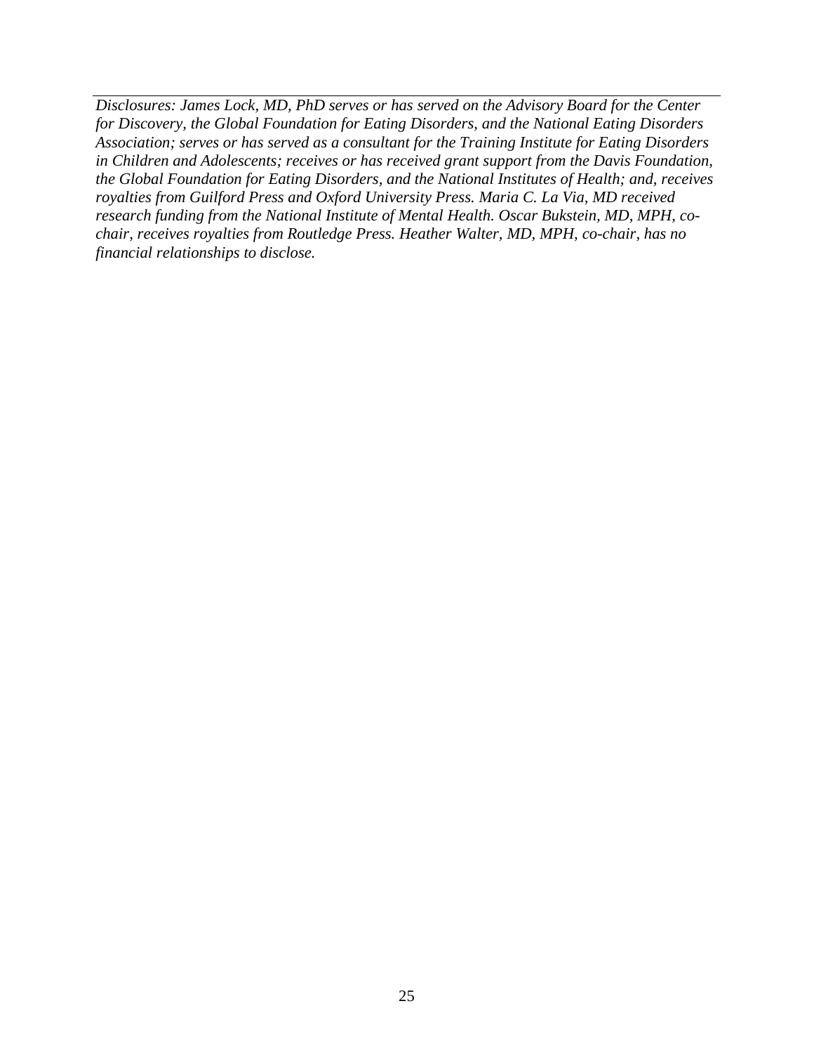*Disclosures: James Lock, MD, PhD serves or has served on the Advisory Board for the Center for Discovery, the Global Foundation for Eating Disorders, and the National Eating Disorders Association; serves or has served as a consultant for the Training Institute for Eating Disorders in Children and Adolescents; receives or has received grant support from the Davis Foundation, the Global Foundation for Eating Disorders, and the National Institutes of Health; and, receives royalties from Guilford Press and Oxford University Press. Maria C. La Via, MD received research funding from the National Institute of Mental Health. Oscar Bukstein, MD, MPH, co-chair, receives royalties from Routledge Press. Heather Walter, MD, MPH, co-chair, has no financial relationships to disclose.*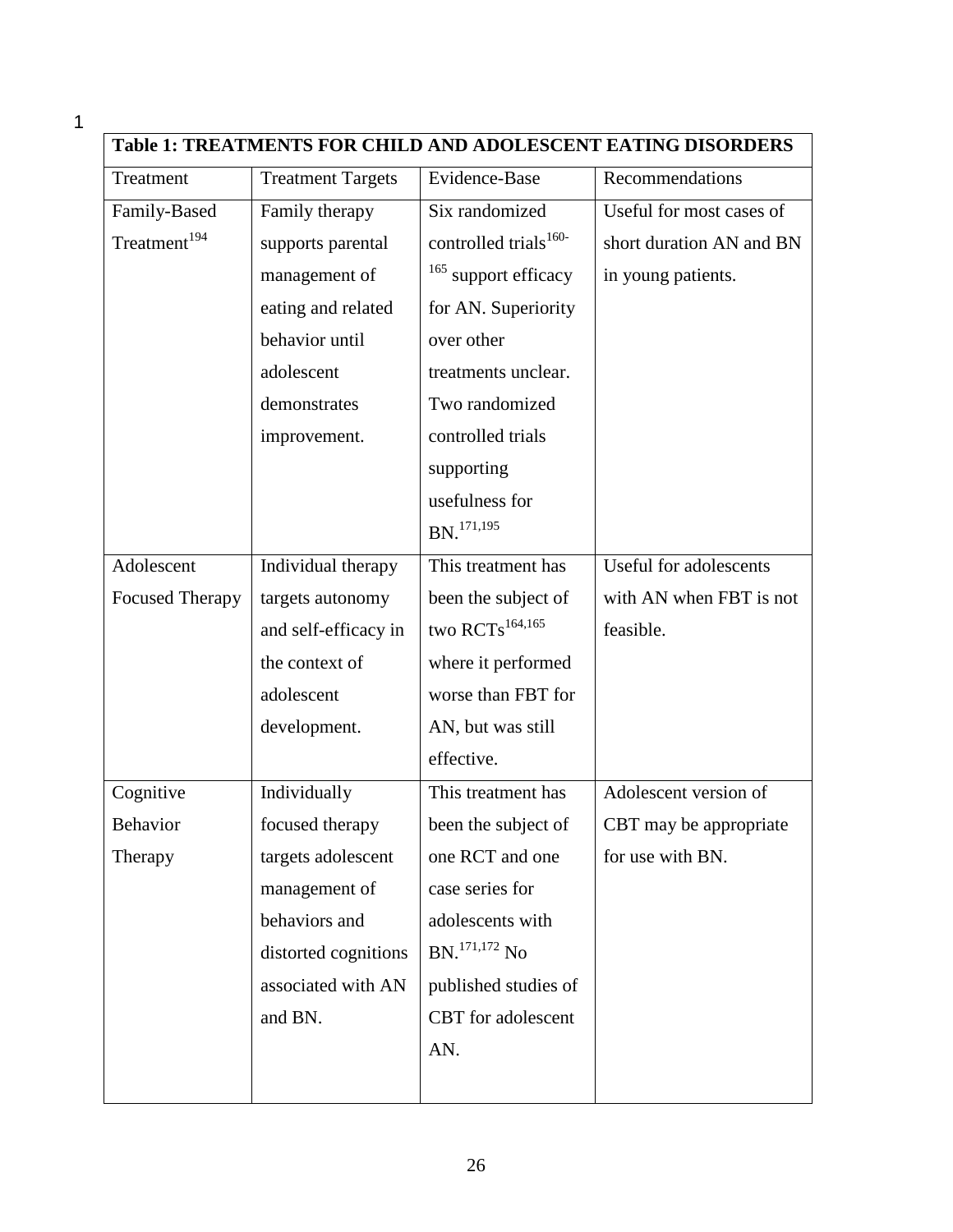| Table 1: TREATMENTS FOR CHILD AND ADOLESCENT EATING DISORDERS | | | |
|---|---|---|---|
| Treatment | Treatment Targets | Evidence-Base | Recommendations |
| Family-Based Treatment[194] | Family therapy supports parental management of eating and related behavior until adolescent demonstrates improvement. | Six randomized controlled trials[160-165] support efficacy for AN. Superiority over other treatments unclear. Two randomized controlled trials supporting usefulness for BN.[171,195] | Useful for most cases of short duration AN and BN in young patients. |
| Adolescent Focused Therapy | Individual therapy targets autonomy and self-efficacy in the context of adolescent development. | This treatment has been the subject of two RCTs[164,165] where it performed worse than FBT for AN, but was still effective. | Useful for adolescents with AN when FBT is not feasible. |
| Cognitive Behavior Therapy | Individually focused therapy targets adolescent management of behaviors and distorted cognitions associated with AN and BN. | This treatment has been the subject of one RCT and one case series for adolescents with BN.[171,172] No published studies of CBT for adolescent AN. | Adolescent version of CBT may be appropriate for use with BN. |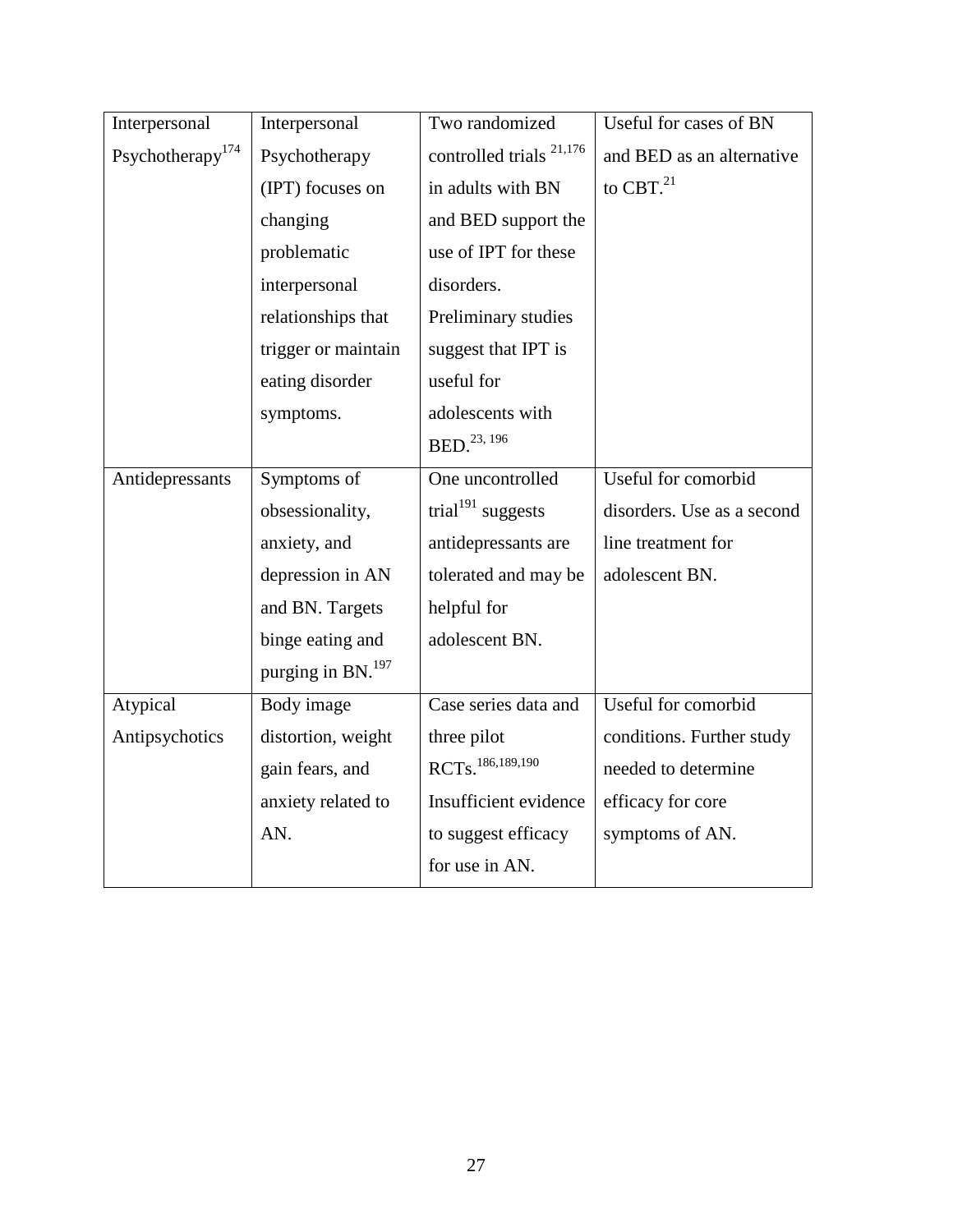| Interpersonal Psychotherapy[174] | Interpersonal Psychotherapy (IPT) focuses on changing problematic interpersonal relationships that trigger or maintain eating disorder symptoms. | Two randomized controlled trials [21,176] in adults with BN and BED support the use of IPT for these disorders. Preliminary studies suggest that IPT is useful for adolescents with BED.[23, 196] | Useful for cases of BN and BED as an alternative to CBT.[21] |
|---|---|---|---|
| Antidepressants | Symptoms of obsessionality, anxiety, and depression in AN and BN. Targets binge eating and purging in BN.[197] | One uncontrolled trial[191] suggests antidepressants are tolerated and may be helpful for adolescent BN. | Useful for comorbid disorders. Use as a second line treatment for adolescent BN. |
| Atypical Antipsychotics | Body image distortion, weight gain fears, and anxiety related to AN. | Case series data and three pilot RCTs.[186,189,190] Insufficient evidence to suggest efficacy for use in AN. | Useful for comorbid conditions. Further study needed to determine efficacy for core symptoms of AN. |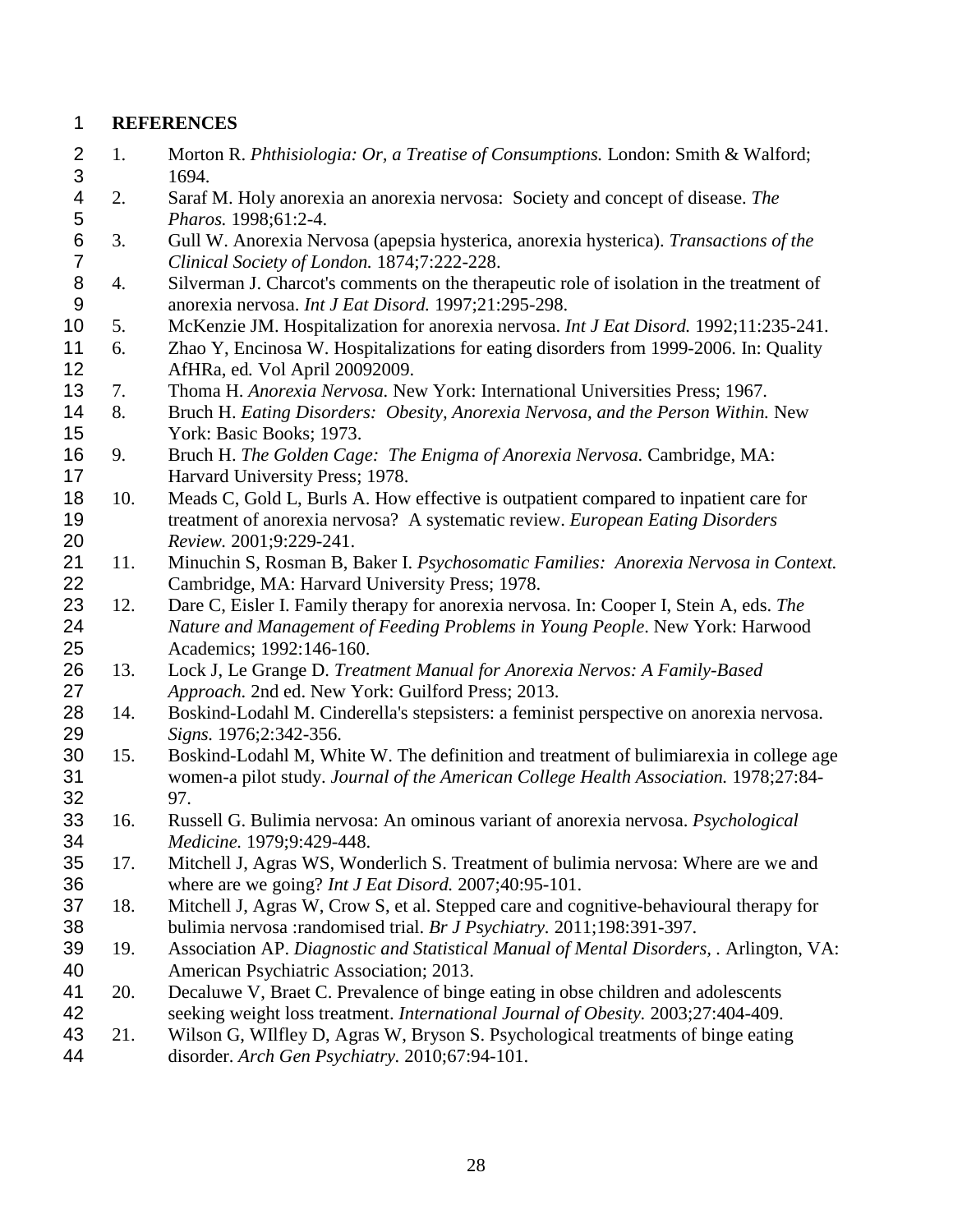# REFERENCES

1. Morton R. *Phthisiologia: Or, a Treatise of Consumptions.* London: Smith & Walford; 1694.
2. Saraf M. Holy anorexia an anorexia nervosa: Society and concept of disease. *The Pharos.* 1998;61:2-4.
3. Gull W. Anorexia Nervosa (apepsia hysterica, anorexia hysterica). *Transactions of the Clinical Society of London.* 1874;7:222-228.
4. Silverman J. Charcot's comments on the therapeutic role of isolation in the treatment of anorexia nervosa. *Int J Eat Disord.* 1997;21:295-298.
5. McKenzie JM. Hospitalization for anorexia nervosa. *Int J Eat Disord.* 1992;11:235-241.
6. Zhao Y, Encinosa W. Hospitalizations for eating disorders from 1999-2006. In: Quality AfHRa, ed. Vol April 20092009.
7. Thoma H. *Anorexia Nervosa.* New York: International Universities Press; 1967.
8. Bruch H. *Eating Disorders: Obesity, Anorexia Nervosa, and the Person Within.* New York: Basic Books; 1973.
9. Bruch H. *The Golden Cage: The Enigma of Anorexia Nervosa.* Cambridge, MA: Harvard University Press; 1978.
10. Meads C, Gold L, Burls A. How effective is outpatient compared to inpatient care for treatment of anorexia nervosa? A systematic review. *European Eating Disorders Review.* 2001;9:229-241.
11. Minuchin S, Rosman B, Baker I. *Psychosomatic Families: Anorexia Nervosa in Context.* Cambridge, MA: Harvard University Press; 1978.
12. Dare C, Eisler I. Family therapy for anorexia nervosa. In: Cooper I, Stein A, eds. *The Nature and Management of Feeding Problems in Young People*. New York: Harwood Academics; 1992:146-160.
13. Lock J, Le Grange D. *Treatment Manual for Anorexia Nervos: A Family-Based Approach.* 2nd ed. New York: Guilford Press; 2013.
14. Boskind-Lodahl M. Cinderella's stepsisters: a feminist perspective on anorexia nervosa. *Signs.* 1976;2:342-356.
15. Boskind-Lodahl M, White W. The definition and treatment of bulimiarexia in college age women-a pilot study. *Journal of the American College Health Association.* 1978;27:84-97.
16. Russell G. Bulimia nervosa: An ominous variant of anorexia nervosa. *Psychological Medicine.* 1979;9:429-448.
17. Mitchell J, Agras WS, Wonderlich S. Treatment of bulimia nervosa: Where are we and where are we going? *Int J Eat Disord.* 2007;40:95-101.
18. Mitchell J, Agras W, Crow S, et al. Stepped care and cognitive-behavioural therapy for bulimia nervosa :randomised trial. *Br J Psychiatry.* 2011;198:391-397.
19. Association AP. *Diagnostic and Statistical Manual of Mental Disorders, .* Arlington, VA: American Psychiatric Association; 2013.
20. Decaluwe V, Braet C. Prevalence of binge eating in obse children and adolescents seeking weight loss treatment. *International Journal of Obesity.* 2003;27:404-409.
21. Wilson G, WIlfley D, Agras W, Bryson S. Psychological treatments of binge eating disorder. *Arch Gen Psychiatry.* 2010;67:94-101.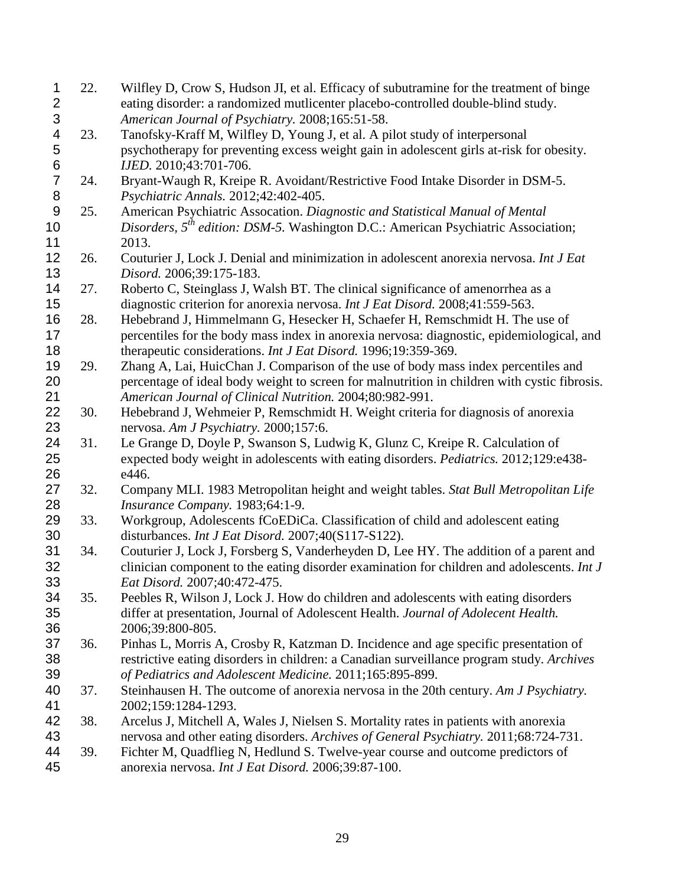22. Wilfley D, Crow S, Hudson JI, et al. Efficacy of subutramine for the treatment of binge eating disorder: a randomized mutlicenter placebo-controlled double-blind study. *American Journal of Psychiatry.* 2008;165:51-58.
23. Tanofsky-Kraff M, Wilfley D, Young J, et al. A pilot study of interpersonal psychotherapy for preventing excess weight gain in adolescent girls at-risk for obesity. *IJED.* 2010;43:701-706.
24. Bryant-Waugh R, Kreipe R. Avoidant/Restrictive Food Intake Disorder in DSM-5. *Psychiatric Annals.* 2012;42:402-405.
25. American Psychiatric Assocation. *Diagnostic and Statistical Manual of Mental Disorders, 5th edition: DSM-5.* Washington D.C.: American Psychiatric Association; 2013.
26. Couturier J, Lock J. Denial and minimization in adolescent anorexia nervosa. *Int J Eat Disord.* 2006;39:175-183.
27. Roberto C, Steinglass J, Walsh BT. The clinical significance of amenorrhea as a diagnostic criterion for anorexia nervosa. *Int J Eat Disord.* 2008;41:559-563.
28. Hebebrand J, Himmelmann G, Hesecker H, Schaefer H, Remschmidt H. The use of percentiles for the body mass index in anorexia nervosa: diagnostic, epidemiological, and therapeutic considerations. *Int J Eat Disord.* 1996;19:359-369.
29. Zhang A, Lai, HuicChan J. Comparison of the use of body mass index percentiles and percentage of ideal body weight to screen for malnutrition in children with cystic fibrosis. *American Journal of Clinical Nutrition.* 2004;80:982-991.
30. Hebebrand J, Wehmeier P, Remschmidt H. Weight criteria for diagnosis of anorexia nervosa. *Am J Psychiatry.* 2000;157:6.
31. Le Grange D, Doyle P, Swanson S, Ludwig K, Glunz C, Kreipe R. Calculation of expected body weight in adolescents with eating disorders. *Pediatrics.* 2012;129:e438-e446.
32. Company MLI. 1983 Metropolitan height and weight tables. *Stat Bull Metropolitan Life Insurance Company.* 1983;64:1-9.
33. Workgroup, Adolescents fCoEDiCa. Classification of child and adolescent eating disturbances. *Int J Eat Disord.* 2007;40(S117-S122).
34. Couturier J, Lock J, Forsberg S, Vanderheyden D, Lee HY. The addition of a parent and clinician component to the eating disorder examination for children and adolescents. *Int J Eat Disord.* 2007;40:472-475.
35. Peebles R, Wilson J, Lock J. How do children and adolescents with eating disorders differ at presentation, Journal of Adolescent Health. *Journal of Adolecent Health.* 2006;39:800-805.
36. Pinhas L, Morris A, Crosby R, Katzman D. Incidence and age specific presentation of restrictive eating disorders in children: a Canadian surveillance program study. *Archives of Pediatrics and Adolescent Medicine.* 2011;165:895-899.
37. Steinhausen H. The outcome of anorexia nervosa in the 20th century. *Am J Psychiatry.* 2002;159:1284-1293.
38. Arcelus J, Mitchell A, Wales J, Nielsen S. Mortality rates in patients with anorexia nervosa and other eating disorders. *Archives of General Psychiatry.* 2011;68:724-731.
39. Fichter M, Quadflieg N, Hedlund S. Twelve-year course and outcome predictors of anorexia nervosa. *Int J Eat Disord.* 2006;39:87-100.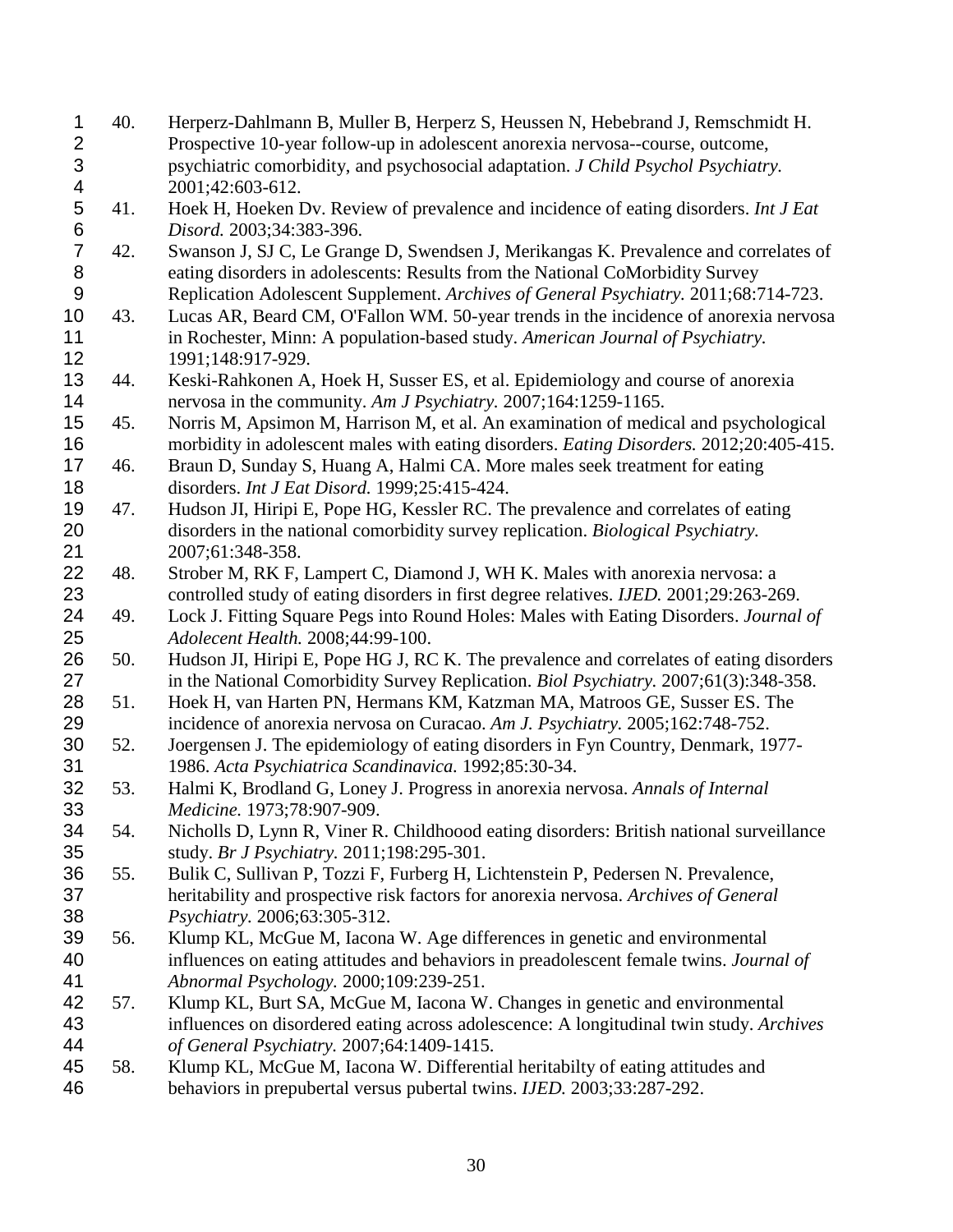40. Herperz-Dahlmann B, Muller B, Herperz S, Heussen N, Hebebrand J, Remschmidt H. Prospective 10-year follow-up in adolescent anorexia nervosa--course, outcome, psychiatric comorbidity, and psychosocial adaptation. *J Child Psychol Psychiatry.* 2001;42:603-612.
41. Hoek H, Hoeken Dv. Review of prevalence and incidence of eating disorders. *Int J Eat Disord.* 2003;34:383-396.
42. Swanson J, SJ C, Le Grange D, Swendsen J, Merikangas K. Prevalence and correlates of eating disorders in adolescents: Results from the National CoMorbidity Survey Replication Adolescent Supplement. *Archives of General Psychiatry.* 2011;68:714-723.
43. Lucas AR, Beard CM, O'Fallon WM. 50-year trends in the incidence of anorexia nervosa in Rochester, Minn: A population-based study. *American Journal of Psychiatry.* 1991;148:917-929.
44. Keski-Rahkonen A, Hoek H, Susser ES, et al. Epidemiology and course of anorexia nervosa in the community. *Am J Psychiatry.* 2007;164:1259-1165.
45. Norris M, Apsimon M, Harrison M, et al. An examination of medical and psychological morbidity in adolescent males with eating disorders. *Eating Disorders.* 2012;20:405-415.
46. Braun D, Sunday S, Huang A, Halmi CA. More males seek treatment for eating disorders. *Int J Eat Disord.* 1999;25:415-424.
47. Hudson JI, Hiripi E, Pope HG, Kessler RC. The prevalence and correlates of eating disorders in the national comorbidity survey replication. *Biological Psychiatry.* 2007;61:348-358.
48. Strober M, RK F, Lampert C, Diamond J, WH K. Males with anorexia nervosa: a controlled study of eating disorders in first degree relatives. *IJED.* 2001;29:263-269.
49. Lock J. Fitting Square Pegs into Round Holes: Males with Eating Disorders. *Journal of Adolecent Health.* 2008;44:99-100.
50. Hudson JI, Hiripi E, Pope HG J, RC K. The prevalence and correlates of eating disorders in the National Comorbidity Survey Replication. *Biol Psychiatry.* 2007;61(3):348-358.
51. Hoek H, van Harten PN, Hermans KM, Katzman MA, Matroos GE, Susser ES. The incidence of anorexia nervosa on Curacao. *Am J. Psychiatry.* 2005;162:748-752.
52. Joergensen J. The epidemiology of eating disorders in Fyn Country, Denmark, 1977-1986. *Acta Psychiatrica Scandinavica.* 1992;85:30-34.
53. Halmi K, Brodland G, Loney J. Progress in anorexia nervosa. *Annals of Internal Medicine.* 1973;78:907-909.
54. Nicholls D, Lynn R, Viner R. Childhoood eating disorders: British national surveillance study. *Br J Psychiatry.* 2011;198:295-301.
55. Bulik C, Sullivan P, Tozzi F, Furberg H, Lichtenstein P, Pedersen N. Prevalence, heritability and prospective risk factors for anorexia nervosa. *Archives of General Psychiatry.* 2006;63:305-312.
56. Klump KL, McGue M, Iacona W. Age differences in genetic and environmental influences on eating attitudes and behaviors in preadolescent female twins. *Journal of Abnormal Psychology.* 2000;109:239-251.
57. Klump KL, Burt SA, McGue M, Iacona W. Changes in genetic and environmental influences on disordered eating across adolescence: A longitudinal twin study. *Archives of General Psychiatry.* 2007;64:1409-1415.
58. Klump KL, McGue M, Iacona W. Differential heritabilty of eating attitudes and behaviors in prepubertal versus pubertal twins. *IJED.* 2003;33:287-292.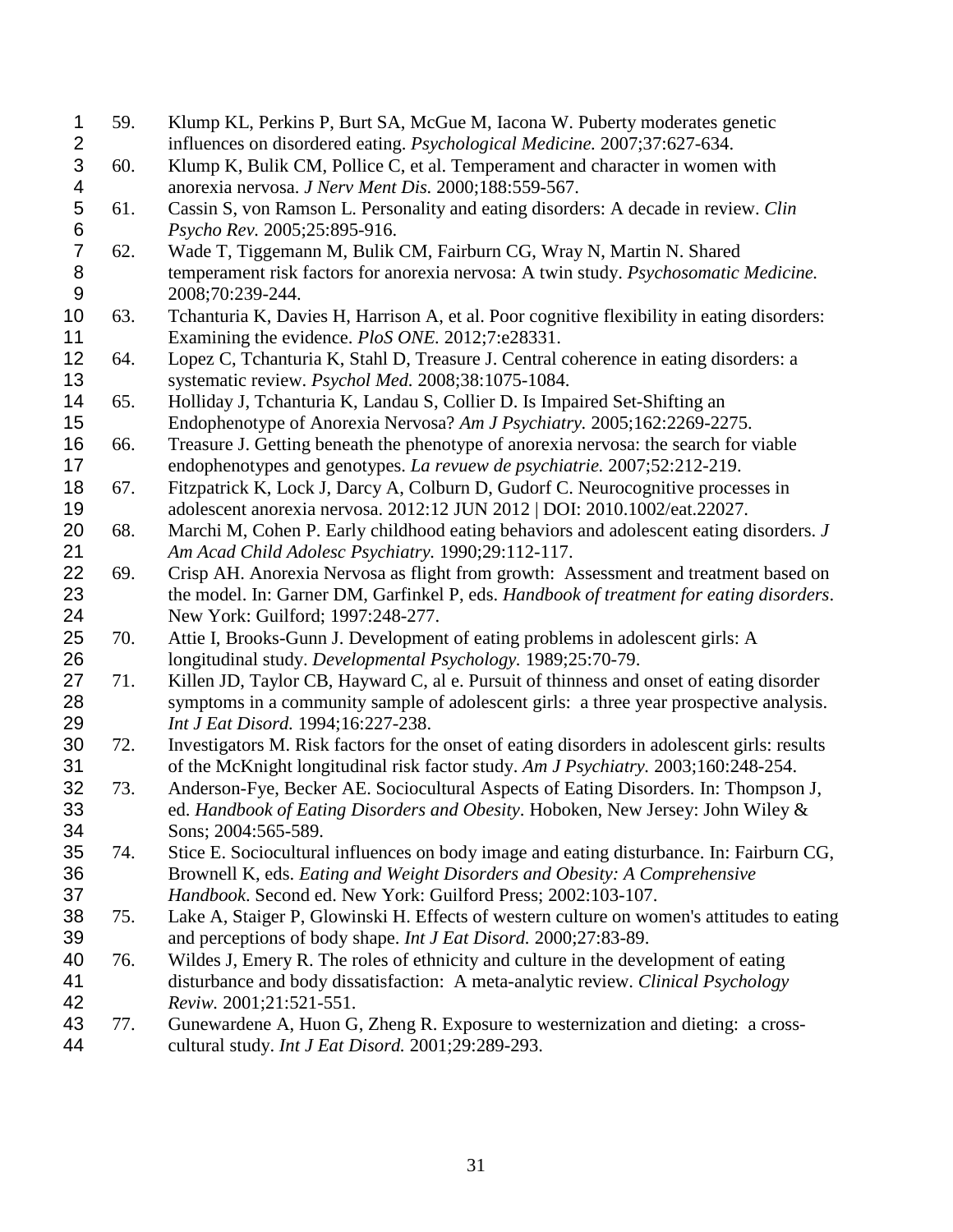59. Klump KL, Perkins P, Burt SA, McGue M, Iacona W. Puberty moderates genetic influences on disordered eating. *Psychological Medicine.* 2007;37:627-634.
60. Klump K, Bulik CM, Pollice C, et al. Temperament and character in women with anorexia nervosa. *J Nerv Ment Dis.* 2000;188:559-567.
61. Cassin S, von Ramson L. Personality and eating disorders: A decade in review. *Clin Psycho Rev.* 2005;25:895-916.
62. Wade T, Tiggemann M, Bulik CM, Fairburn CG, Wray N, Martin N. Shared temperament risk factors for anorexia nervosa: A twin study. *Psychosomatic Medicine.* 2008;70:239-244.
63. Tchanturia K, Davies H, Harrison A, et al. Poor cognitive flexibility in eating disorders: Examining the evidence. *PloS ONE.* 2012;7:e28331.
64. Lopez C, Tchanturia K, Stahl D, Treasure J. Central coherence in eating disorders: a systematic review. *Psychol Med.* 2008;38:1075-1084.
65. Holliday J, Tchanturia K, Landau S, Collier D. Is Impaired Set-Shifting an Endophenotype of Anorexia Nervosa? *Am J Psychiatry.* 2005;162:2269-2275.
66. Treasure J. Getting beneath the phenotype of anorexia nervosa: the search for viable endophenotypes and genotypes. *La revuew de psychiatrie.* 2007;52:212-219.
67. Fitzpatrick K, Lock J, Darcy A, Colburn D, Gudorf C. Neurocognitive processes in adolescent anorexia nervosa. 2012:12 JUN 2012 | DOI: 2010.1002/eat.22027.
68. Marchi M, Cohen P. Early childhood eating behaviors and adolescent eating disorders. *J Am Acad Child Adolesc Psychiatry.* 1990;29:112-117.
69. Crisp AH. Anorexia Nervosa as flight from growth: Assessment and treatment based on the model. In: Garner DM, Garfinkel P, eds. *Handbook of treatment for eating disorders*. New York: Guilford; 1997:248-277.
70. Attie I, Brooks-Gunn J. Development of eating problems in adolescent girls: A longitudinal study. *Developmental Psychology.* 1989;25:70-79.
71. Killen JD, Taylor CB, Hayward C, al e. Pursuit of thinness and onset of eating disorder symptoms in a community sample of adolescent girls: a three year prospective analysis. *Int J Eat Disord.* 1994;16:227-238.
72. Investigators M. Risk factors for the onset of eating disorders in adolescent girls: results of the McKnight longitudinal risk factor study. *Am J Psychiatry.* 2003;160:248-254.
73. Anderson-Fye, Becker AE. Sociocultural Aspects of Eating Disorders. In: Thompson J, ed. *Handbook of Eating Disorders and Obesity*. Hoboken, New Jersey: John Wiley & Sons; 2004:565-589.
74. Stice E. Sociocultural influences on body image and eating disturbance. In: Fairburn CG, Brownell K, eds. *Eating and Weight Disorders and Obesity: A Comprehensive Handbook*. Second ed. New York: Guilford Press; 2002:103-107.
75. Lake A, Staiger P, Glowinski H. Effects of western culture on women's attitudes to eating and perceptions of body shape. *Int J Eat Disord.* 2000;27:83-89.
76. Wildes J, Emery R. The roles of ethnicity and culture in the development of eating disturbance and body dissatisfaction: A meta-analytic review. *Clinical Psychology Reviw.* 2001;21:521-551.
77. Gunewardene A, Huon G, Zheng R. Exposure to westernization and dieting: a cross-cultural study. *Int J Eat Disord.* 2001;29:289-293.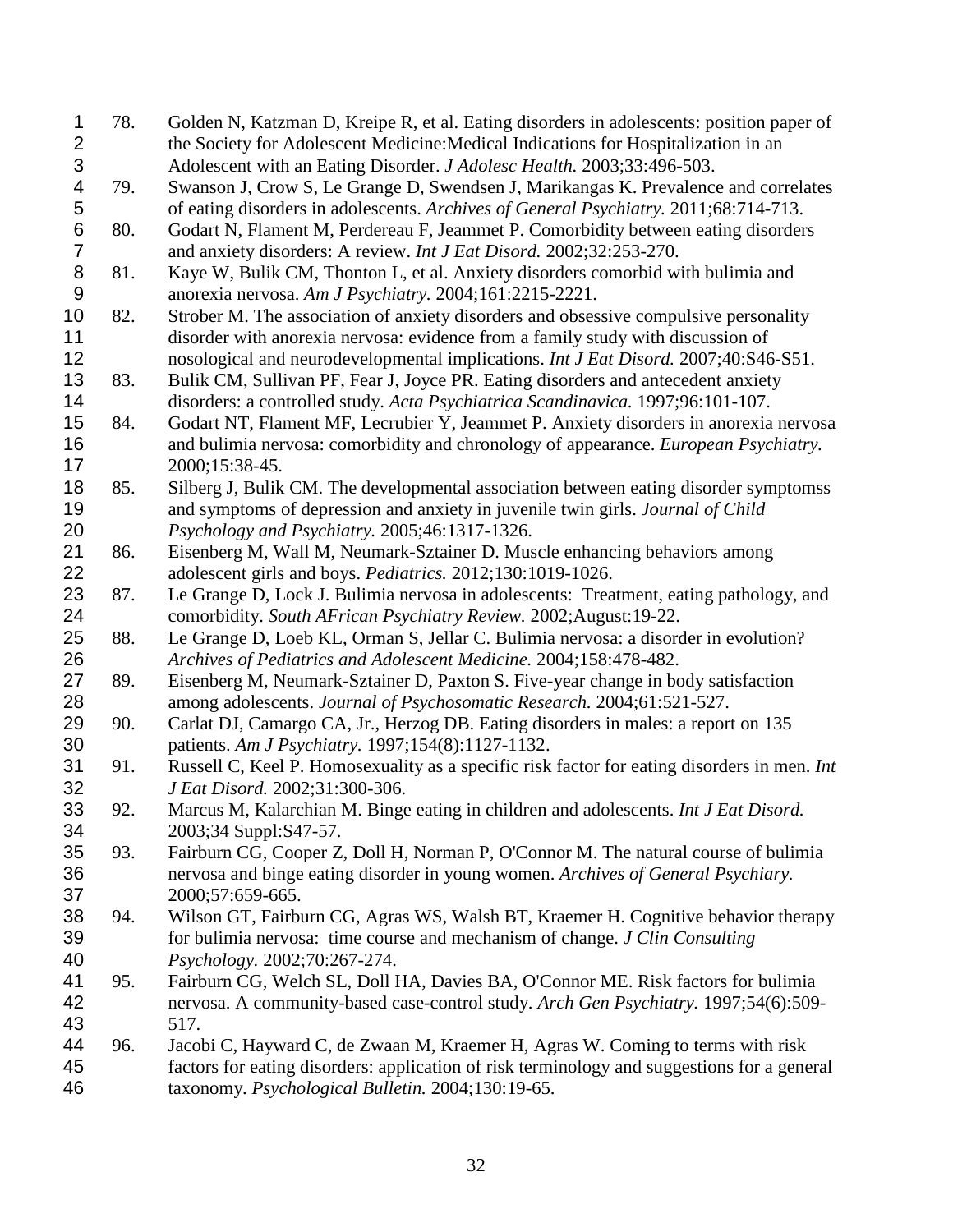78. Golden N, Katzman D, Kreipe R, et al. Eating disorders in adolescents: position paper of the Society for Adolescent Medicine:Medical Indications for Hospitalization in an Adolescent with an Eating Disorder. *J Adolesc Health.* 2003;33:496-503.
79. Swanson J, Crow S, Le Grange D, Swendsen J, Marikangas K. Prevalence and correlates of eating disorders in adolescents. *Archives of General Psychiatry.* 2011;68:714-713.
80. Godart N, Flament M, Perdereau F, Jeammet P. Comorbidity between eating disorders and anxiety disorders: A review. *Int J Eat Disord.* 2002;32:253-270.
81. Kaye W, Bulik CM, Thonton L, et al. Anxiety disorders comorbid with bulimia and anorexia nervosa. *Am J Psychiatry.* 2004;161:2215-2221.
82. Strober M. The association of anxiety disorders and obsessive compulsive personality disorder with anorexia nervosa: evidence from a family study with discussion of nosological and neurodevelopmental implications. *Int J Eat Disord.* 2007;40:S46-S51.
83. Bulik CM, Sullivan PF, Fear J, Joyce PR. Eating disorders and antecedent anxiety disorders: a controlled study. *Acta Psychiatrica Scandinavica.* 1997;96:101-107.
84. Godart NT, Flament MF, Lecrubier Y, Jeammet P. Anxiety disorders in anorexia nervosa and bulimia nervosa: comorbidity and chronology of appearance. *European Psychiatry.* 2000;15:38-45.
85. Silberg J, Bulik CM. The developmental association between eating disorder symptomss and symptoms of depression and anxiety in juvenile twin girls. *Journal of Child Psychology and Psychiatry.* 2005;46:1317-1326.
86. Eisenberg M, Wall M, Neumark-Sztainer D. Muscle enhancing behaviors among adolescent girls and boys. *Pediatrics.* 2012;130:1019-1026.
87. Le Grange D, Lock J. Bulimia nervosa in adolescents: Treatment, eating pathology, and comorbidity. *South AFrican Psychiatry Review.* 2002;August:19-22.
88. Le Grange D, Loeb KL, Orman S, Jellar C. Bulimia nervosa: a disorder in evolution? *Archives of Pediatrics and Adolescent Medicine.* 2004;158:478-482.
89. Eisenberg M, Neumark-Sztainer D, Paxton S. Five-year change in body satisfaction among adolescents. *Journal of Psychosomatic Research.* 2004;61:521-527.
90. Carlat DJ, Camargo CA, Jr., Herzog DB. Eating disorders in males: a report on 135 patients. *Am J Psychiatry.* 1997;154(8):1127-1132.
91. Russell C, Keel P. Homosexuality as a specific risk factor for eating disorders in men. *Int J Eat Disord.* 2002;31:300-306.
92. Marcus M, Kalarchian M. Binge eating in children and adolescents. *Int J Eat Disord.* 2003;34 Suppl:S47-57.
93. Fairburn CG, Cooper Z, Doll H, Norman P, O'Connor M. The natural course of bulimia nervosa and binge eating disorder in young women. *Archives of General Psychiary.* 2000;57:659-665.
94. Wilson GT, Fairburn CG, Agras WS, Walsh BT, Kraemer H. Cognitive behavior therapy for bulimia nervosa: time course and mechanism of change. *J Clin Consulting Psychology.* 2002;70:267-274.
95. Fairburn CG, Welch SL, Doll HA, Davies BA, O'Connor ME. Risk factors for bulimia nervosa. A community-based case-control study. *Arch Gen Psychiatry.* 1997;54(6):509-517.
96. Jacobi C, Hayward C, de Zwaan M, Kraemer H, Agras W. Coming to terms with risk factors for eating disorders: application of risk terminology and suggestions for a general taxonomy. *Psychological Bulletin.* 2004;130:19-65.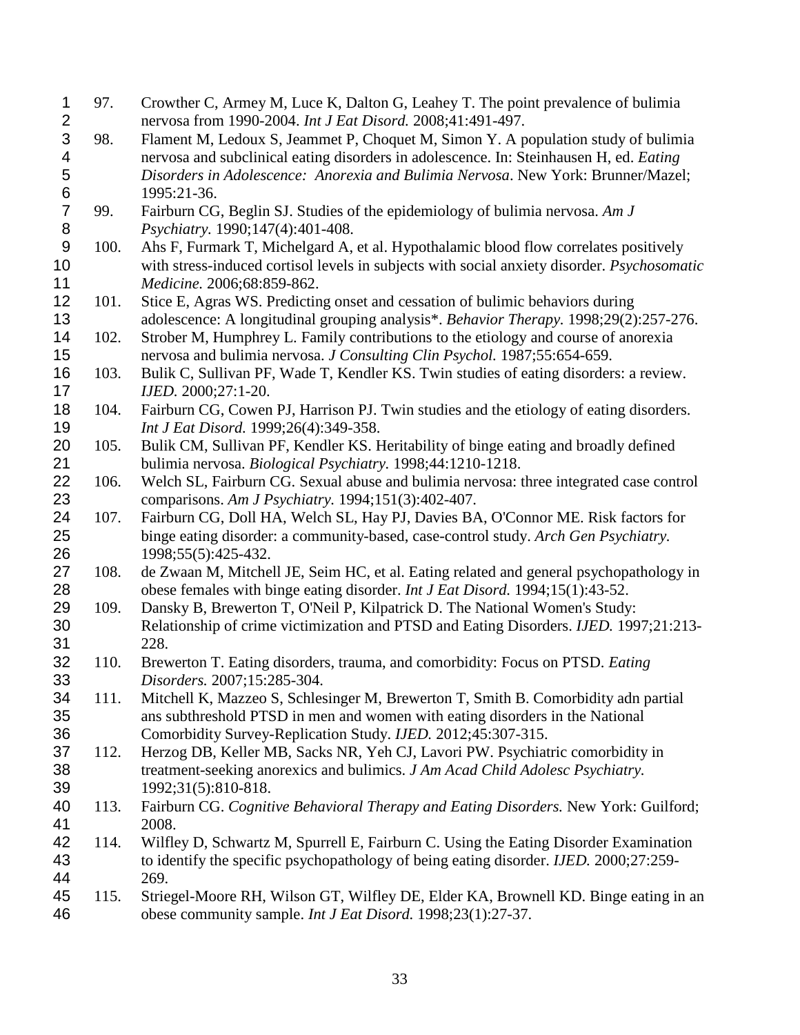97. Crowther C, Armey M, Luce K, Dalton G, Leahey T. The point prevalence of bulimia nervosa from 1990-2004. *Int J Eat Disord.* 2008;41:491-497.

98. Flament M, Ledoux S, Jeammet P, Choquet M, Simon Y. A population study of bulimia nervosa and subclinical eating disorders in adolescence. In: Steinhausen H, ed. *Eating Disorders in Adolescence: Anorexia and Bulimia Nervosa*. New York: Brunner/Mazel; 1995:21-36.

99. Fairburn CG, Beglin SJ. Studies of the epidemiology of bulimia nervosa. *Am J Psychiatry.* 1990;147(4):401-408.

100. Ahs F, Furmark T, Michelgard A, et al. Hypothalamic blood flow correlates positively with stress-induced cortisol levels in subjects with social anxiety disorder. *Psychosomatic Medicine.* 2006;68:859-862.

101. Stice E, Agras WS. Predicting onset and cessation of bulimic behaviors during adolescence: A longitudinal grouping analysis*. *Behavior Therapy.* 1998;29(2):257-276.

102. Strober M, Humphrey L. Family contributions to the etiology and course of anorexia nervosa and bulimia nervosa. *J Consulting Clin Psychol.* 1987;55:654-659.

103. Bulik C, Sullivan PF, Wade T, Kendler KS. Twin studies of eating disorders: a review. *IJED.* 2000;27:1-20.

104. Fairburn CG, Cowen PJ, Harrison PJ. Twin studies and the etiology of eating disorders. *Int J Eat Disord.* 1999;26(4):349-358.

105. Bulik CM, Sullivan PF, Kendler KS. Heritability of binge eating and broadly defined bulimia nervosa. *Biological Psychiatry.* 1998;44:1210-1218.

106. Welch SL, Fairburn CG. Sexual abuse and bulimia nervosa: three integrated case control comparisons. *Am J Psychiatry.* 1994;151(3):402-407.

107. Fairburn CG, Doll HA, Welch SL, Hay PJ, Davies BA, O'Connor ME. Risk factors for binge eating disorder: a community-based, case-control study. *Arch Gen Psychiatry.* 1998;55(5):425-432.

108. de Zwaan M, Mitchell JE, Seim HC, et al. Eating related and general psychopathology in obese females with binge eating disorder. *Int J Eat Disord.* 1994;15(1):43-52.

109. Dansky B, Brewerton T, O'Neil P, Kilpatrick D. The National Women's Study: Relationship of crime victimization and PTSD and Eating Disorders. *IJED.* 1997;21:213-228.

110. Brewerton T. Eating disorders, trauma, and comorbidity: Focus on PTSD. *Eating Disorders.* 2007;15:285-304.

111. Mitchell K, Mazzeo S, Schlesinger M, Brewerton T, Smith B. Comorbidity adn partial ans subthreshold PTSD in men and women with eating disorders in the National Comorbidity Survey-Replication Study. *IJED.* 2012;45:307-315.

112. Herzog DB, Keller MB, Sacks NR, Yeh CJ, Lavori PW. Psychiatric comorbidity in treatment-seeking anorexics and bulimics. *J Am Acad Child Adolesc Psychiatry.* 1992;31(5):810-818.

113. Fairburn CG. *Cognitive Behavioral Therapy and Eating Disorders.* New York: Guilford; 2008.

114. Wilfley D, Schwartz M, Spurrell E, Fairburn C. Using the Eating Disorder Examination to identify the specific psychopathology of being eating disorder. *IJED.* 2000;27:259-269.

115. Striegel-Moore RH, Wilson GT, Wilfley DE, Elder KA, Brownell KD. Binge eating in an obese community sample. *Int J Eat Disord.* 1998;23(1):27-37.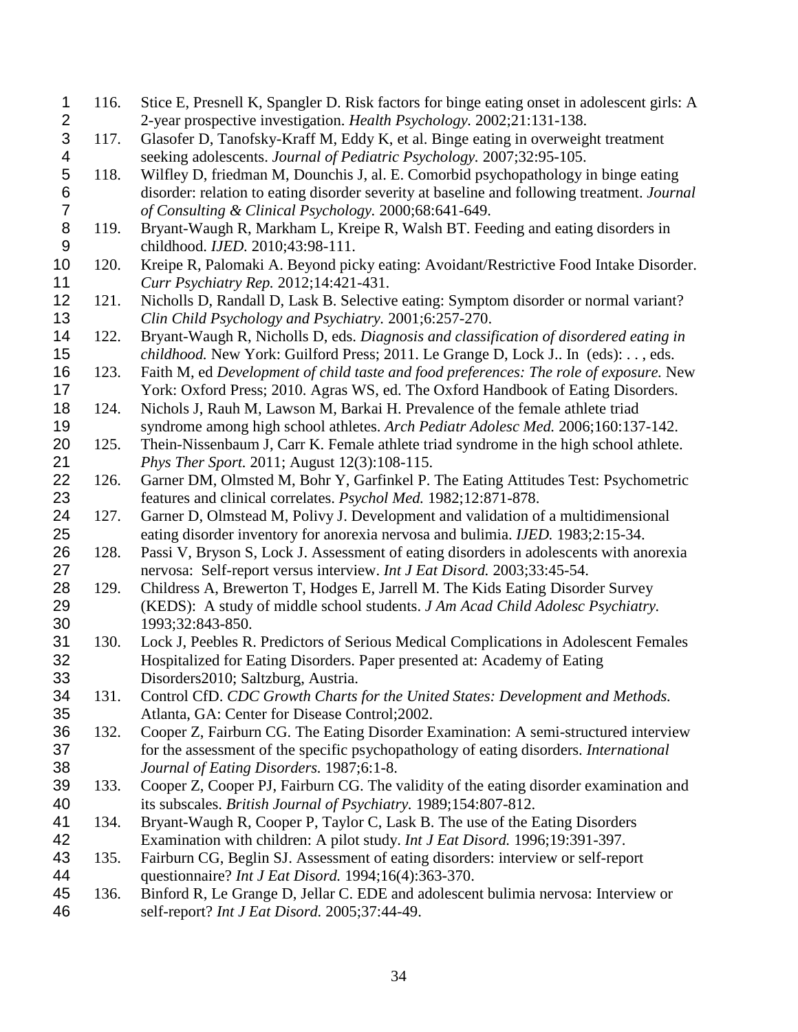116. Stice E, Presnell K, Spangler D. Risk factors for binge eating onset in adolescent girls: A 2-year prospective investigation. *Health Psychology.* 2002;21:131-138.
117. Glasofer D, Tanofsky-Kraff M, Eddy K, et al. Binge eating in overweight treatment seeking adolescents. *Journal of Pediatric Psychology.* 2007;32:95-105.
118. Wilfley D, friedman M, Dounchis J, al. E. Comorbid psychopathology in binge eating disorder: relation to eating disorder severity at baseline and following treatment. *Journal of Consulting & Clinical Psychology.* 2000;68:641-649.
119. Bryant-Waugh R, Markham L, Kreipe R, Walsh BT. Feeding and eating disorders in childhood. *IJED.* 2010;43:98-111.
120. Kreipe R, Palomaki A. Beyond picky eating: Avoidant/Restrictive Food Intake Disorder. *Curr Psychiatry Rep.* 2012;14:421-431.
121. Nicholls D, Randall D, Lask B. Selective eating: Symptom disorder or normal variant? *Clin Child Psychology and Psychiatry.* 2001;6:257-270.
122. Bryant-Waugh R, Nicholls D, eds. *Diagnosis and classification of disordered eating in childhood.* New York: Guilford Press; 2011. Le Grange D, Lock J.. In (eds): . . , eds.
123. Faith M, ed *Development of child taste and food preferences: The role of exposure.* New York: Oxford Press; 2010. Agras WS, ed. The Oxford Handbook of Eating Disorders.
124. Nichols J, Rauh M, Lawson M, Barkai H. Prevalence of the female athlete triad syndrome among high school athletes. *Arch Pediatr Adolesc Med.* 2006;160:137-142.
125. Thein-Nissenbaum J, Carr K. Female athlete triad syndrome in the high school athlete. *Phys Ther Sport.* 2011; August 12(3):108-115.
126. Garner DM, Olmsted M, Bohr Y, Garfinkel P. The Eating Attitudes Test: Psychometric features and clinical correlates. *Psychol Med.* 1982;12:871-878.
127. Garner D, Olmstead M, Polivy J. Development and validation of a multidimensional eating disorder inventory for anorexia nervosa and bulimia. *IJED.* 1983;2:15-34.
128. Passi V, Bryson S, Lock J. Assessment of eating disorders in adolescents with anorexia nervosa: Self-report versus interview. *Int J Eat Disord.* 2003;33:45-54.
129. Childress A, Brewerton T, Hodges E, Jarrell M. The Kids Eating Disorder Survey (KEDS): A study of middle school students. *J Am Acad Child Adolesc Psychiatry.* 1993;32:843-850.
130. Lock J, Peebles R. Predictors of Serious Medical Complications in Adolescent Females Hospitalized for Eating Disorders. Paper presented at: Academy of Eating Disorders2010; Saltzburg, Austria.
131. Control CfD. *CDC Growth Charts for the United States: Development and Methods.* Atlanta, GA: Center for Disease Control;2002.
132. Cooper Z, Fairburn CG. The Eating Disorder Examination: A semi-structured interview for the assessment of the specific psychopathology of eating disorders. *International Journal of Eating Disorders.* 1987;6:1-8.
133. Cooper Z, Cooper PJ, Fairburn CG. The validity of the eating disorder examination and its subscales. *British Journal of Psychiatry.* 1989;154:807-812.
134. Bryant-Waugh R, Cooper P, Taylor C, Lask B. The use of the Eating Disorders Examination with children: A pilot study. *Int J Eat Disord.* 1996;19:391-397.
135. Fairburn CG, Beglin SJ. Assessment of eating disorders: interview or self-report questionnaire? *Int J Eat Disord.* 1994;16(4):363-370.
136. Binford R, Le Grange D, Jellar C. EDE and adolescent bulimia nervosa: Interview or self-report? *Int J Eat Disord.* 2005;37:44-49.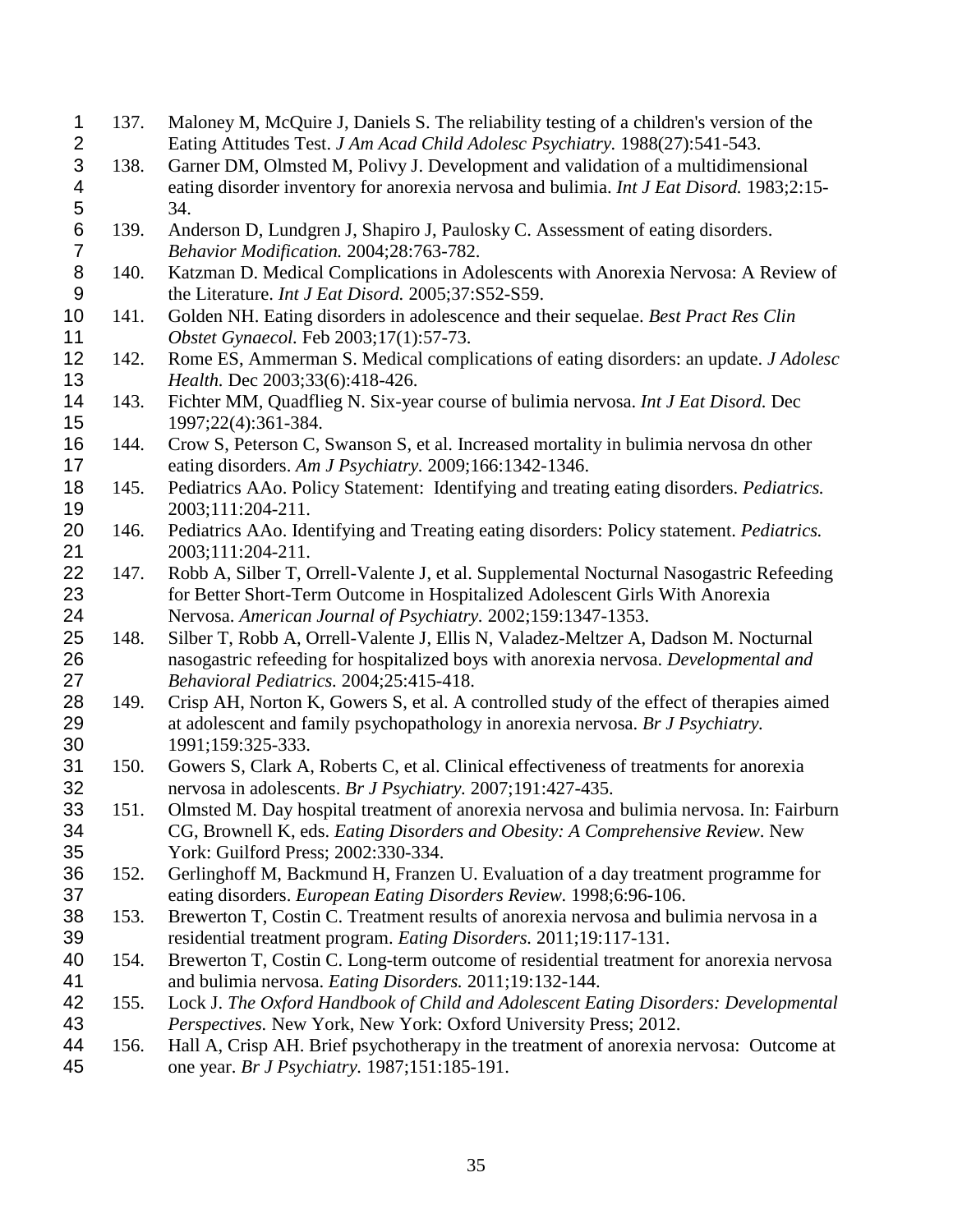137. Maloney M, McQuire J, Daniels S. The reliability testing of a children's version of the Eating Attitudes Test. *J Am Acad Child Adolesc Psychiatry.* 1988(27):541-543.
138. Garner DM, Olmsted M, Polivy J. Development and validation of a multidimensional eating disorder inventory for anorexia nervosa and bulimia. *Int J Eat Disord.* 1983;2:15-34.
139. Anderson D, Lundgren J, Shapiro J, Paulosky C. Assessment of eating disorders. *Behavior Modification.* 2004;28:763-782.
140. Katzman D. Medical Complications in Adolescents with Anorexia Nervosa: A Review of the Literature. *Int J Eat Disord.* 2005;37:S52-S59.
141. Golden NH. Eating disorders in adolescence and their sequelae. *Best Pract Res Clin Obstet Gynaecol.* Feb 2003;17(1):57-73.
142. Rome ES, Ammerman S. Medical complications of eating disorders: an update. *J Adolesc Health.* Dec 2003;33(6):418-426.
143. Fichter MM, Quadflieg N. Six-year course of bulimia nervosa. *Int J Eat Disord.* Dec 1997;22(4):361-384.
144. Crow S, Peterson C, Swanson S, et al. Increased mortality in bulimia nervosa dn other eating disorders. *Am J Psychiatry.* 2009;166:1342-1346.
145. Pediatrics AAo. Policy Statement: Identifying and treating eating disorders. *Pediatrics.* 2003;111:204-211.
146. Pediatrics AAo. Identifying and Treating eating disorders: Policy statement. *Pediatrics.* 2003;111:204-211.
147. Robb A, Silber T, Orrell-Valente J, et al. Supplemental Nocturnal Nasogastric Refeeding for Better Short-Term Outcome in Hospitalized Adolescent Girls With Anorexia Nervosa. *American Journal of Psychiatry.* 2002;159:1347-1353.
148. Silber T, Robb A, Orrell-Valente J, Ellis N, Valadez-Meltzer A, Dadson M. Nocturnal nasogastric refeeding for hospitalized boys with anorexia nervosa. *Developmental and Behavioral Pediatrics.* 2004;25:415-418.
149. Crisp AH, Norton K, Gowers S, et al. A controlled study of the effect of therapies aimed at adolescent and family psychopathology in anorexia nervosa. *Br J Psychiatry.* 1991;159:325-333.
150. Gowers S, Clark A, Roberts C, et al. Clinical effectiveness of treatments for anorexia nervosa in adolescents. *Br J Psychiatry.* 2007;191:427-435.
151. Olmsted M. Day hospital treatment of anorexia nervosa and bulimia nervosa. In: Fairburn CG, Brownell K, eds. *Eating Disorders and Obesity: A Comprehensive Review*. New York: Guilford Press; 2002:330-334.
152. Gerlinghoff M, Backmund H, Franzen U. Evaluation of a day treatment programme for eating disorders. *European Eating Disorders Review.* 1998;6:96-106.
153. Brewerton T, Costin C. Treatment results of anorexia nervosa and bulimia nervosa in a residential treatment program. *Eating Disorders.* 2011;19:117-131.
154. Brewerton T, Costin C. Long-term outcome of residential treatment for anorexia nervosa and bulimia nervosa. *Eating Disorders.* 2011;19:132-144.
155. Lock J. *The Oxford Handbook of Child and Adolescent Eating Disorders: Developmental Perspectives.* New York, New York: Oxford University Press; 2012.
156. Hall A, Crisp AH. Brief psychotherapy in the treatment of anorexia nervosa: Outcome at one year. *Br J Psychiatry.* 1987;151:185-191.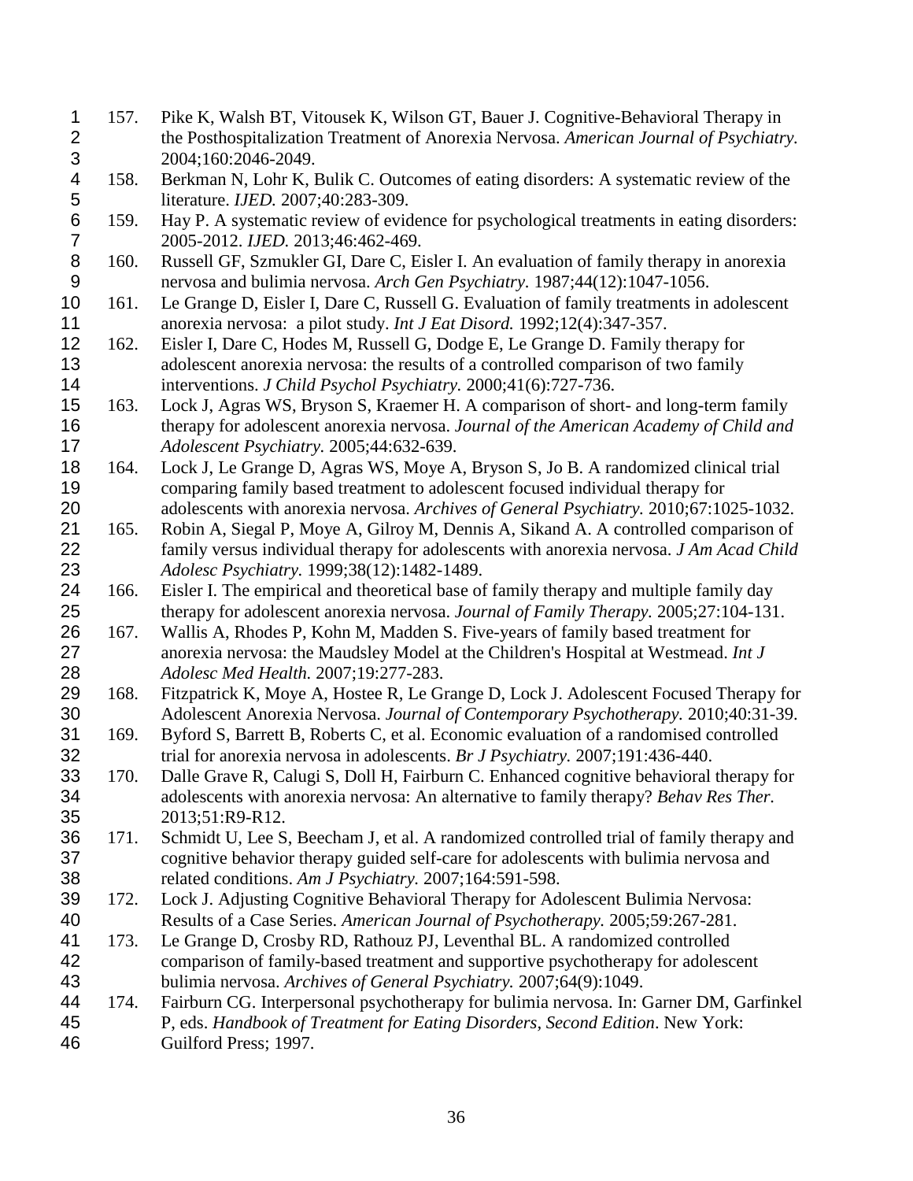157. Pike K, Walsh BT, Vitousek K, Wilson GT, Bauer J. Cognitive-Behavioral Therapy in the Posthospitalization Treatment of Anorexia Nervosa. *American Journal of Psychiatry.* 2004;160:2046-2049.
158. Berkman N, Lohr K, Bulik C. Outcomes of eating disorders: A systematic review of the literature. *IJED.* 2007;40:283-309.
159. Hay P. A systematic review of evidence for psychological treatments in eating disorders: 2005-2012. *IJED.* 2013;46:462-469.
160. Russell GF, Szmukler GI, Dare C, Eisler I. An evaluation of family therapy in anorexia nervosa and bulimia nervosa. *Arch Gen Psychiatry.* 1987;44(12):1047-1056.
161. Le Grange D, Eisler I, Dare C, Russell G. Evaluation of family treatments in adolescent anorexia nervosa: a pilot study. *Int J Eat Disord.* 1992;12(4):347-357.
162. Eisler I, Dare C, Hodes M, Russell G, Dodge E, Le Grange D. Family therapy for adolescent anorexia nervosa: the results of a controlled comparison of two family interventions. *J Child Psychol Psychiatry.* 2000;41(6):727-736.
163. Lock J, Agras WS, Bryson S, Kraemer H. A comparison of short- and long-term family therapy for adolescent anorexia nervosa. *Journal of the American Academy of Child and Adolescent Psychiatry.* 2005;44:632-639.
164. Lock J, Le Grange D, Agras WS, Moye A, Bryson S, Jo B. A randomized clinical trial comparing family based treatment to adolescent focused individual therapy for adolescents with anorexia nervosa. *Archives of General Psychiatry.* 2010;67:1025-1032.
165. Robin A, Siegal P, Moye A, Gilroy M, Dennis A, Sikand A. A controlled comparison of family versus individual therapy for adolescents with anorexia nervosa. *J Am Acad Child Adolesc Psychiatry.* 1999;38(12):1482-1489.
166. Eisler I. The empirical and theoretical base of family therapy and multiple family day therapy for adolescent anorexia nervosa. *Journal of Family Therapy.* 2005;27:104-131.
167. Wallis A, Rhodes P, Kohn M, Madden S. Five-years of family based treatment for anorexia nervosa: the Maudsley Model at the Children's Hospital at Westmead. *Int J Adolesc Med Health.* 2007;19:277-283.
168. Fitzpatrick K, Moye A, Hostee R, Le Grange D, Lock J. Adolescent Focused Therapy for Adolescent Anorexia Nervosa. *Journal of Contemporary Psychotherapy.* 2010;40:31-39.
169. Byford S, Barrett B, Roberts C, et al. Economic evaluation of a randomised controlled trial for anorexia nervosa in adolescents. *Br J Psychiatry.* 2007;191:436-440.
170. Dalle Grave R, Calugi S, Doll H, Fairburn C. Enhanced cognitive behavioral therapy for adolescents with anorexia nervosa: An alternative to family therapy? *Behav Res Ther.* 2013;51:R9-R12.
171. Schmidt U, Lee S, Beecham J, et al. A randomized controlled trial of family therapy and cognitive behavior therapy guided self-care for adolescents with bulimia nervosa and related conditions. *Am J Psychiatry.* 2007;164:591-598.
172. Lock J. Adjusting Cognitive Behavioral Therapy for Adolescent Bulimia Nervosa: Results of a Case Series. *American Journal of Psychotherapy.* 2005;59:267-281.
173. Le Grange D, Crosby RD, Rathouz PJ, Leventhal BL. A randomized controlled comparison of family-based treatment and supportive psychotherapy for adolescent bulimia nervosa. *Archives of General Psychiatry.* 2007;64(9):1049.
174. Fairburn CG. Interpersonal psychotherapy for bulimia nervosa. In: Garner DM, Garfinkel P, eds. *Handbook of Treatment for Eating Disorders, Second Edition*. New York: Guilford Press; 1997.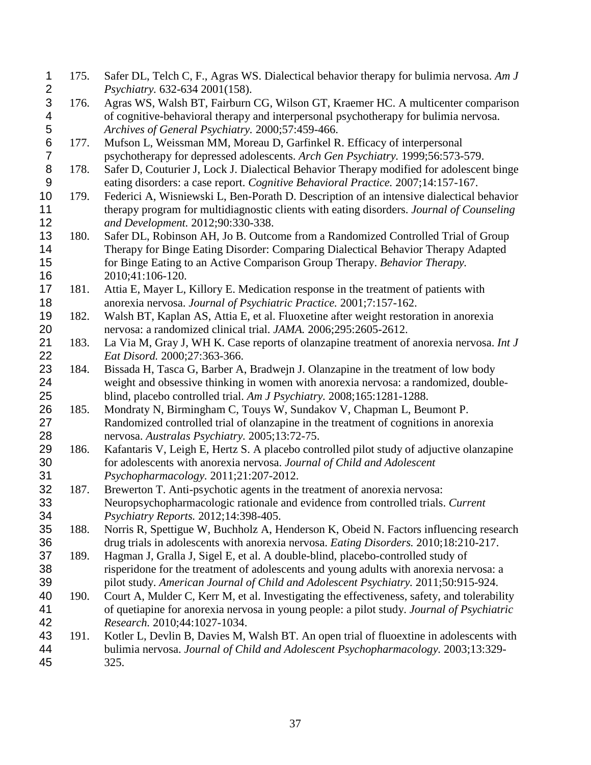175. Safer DL, Telch C, F., Agras WS. Dialectical behavior therapy for bulimia nervosa. *Am J Psychiatry.* 632-634 2001(158).

176. Agras WS, Walsh BT, Fairburn CG, Wilson GT, Kraemer HC. A multicenter comparison of cognitive-behavioral therapy and interpersonal psychotherapy for bulimia nervosa. *Archives of General Psychiatry.* 2000;57:459-466.

177. Mufson L, Weissman MM, Moreau D, Garfinkel R. Efficacy of interpersonal psychotherapy for depressed adolescents. *Arch Gen Psychiatry.* 1999;56:573-579.

178. Safer D, Couturier J, Lock J. Dialectical Behavior Therapy modified for adolescent binge eating disorders: a case report. *Cognitive Behavioral Practice.* 2007;14:157-167.

179. Federici A, Wisniewski L, Ben-Porath D. Description of an intensive dialectical behavior therapy program for multidiagnostic clients with eating disorders. *Journal of Counseling and Development.* 2012;90:330-338.

180. Safer DL, Robinson AH, Jo B. Outcome from a Randomized Controlled Trial of Group Therapy for Binge Eating Disorder: Comparing Dialectical Behavior Therapy Adapted for Binge Eating to an Active Comparison Group Therapy. *Behavior Therapy.* 2010;41:106-120.

181. Attia E, Mayer L, Killory E. Medication response in the treatment of patients with anorexia nervosa. *Journal of Psychiatric Practice.* 2001;7:157-162.

182. Walsh BT, Kaplan AS, Attia E, et al. Fluoxetine after weight restoration in anorexia nervosa: a randomized clinical trial. *JAMA.* 2006;295:2605-2612.

183. La Via M, Gray J, WH K. Case reports of olanzapine treatment of anorexia nervosa. *Int J Eat Disord.* 2000;27:363-366.

184. Bissada H, Tasca G, Barber A, Bradwejn J. Olanzapine in the treatment of low body weight and obsessive thinking in women with anorexia nervosa: a randomized, double-blind, placebo controlled trial. *Am J Psychiatry.* 2008;165:1281-1288.

185. Mondraty N, Birmingham C, Touys W, Sundakov V, Chapman L, Beumont P. Randomized controlled trial of olanzapine in the treatment of cognitions in anorexia nervosa. *Australas Psychiatry.* 2005;13:72-75.

186. Kafantaris V, Leigh E, Hertz S. A placebo controlled pilot study of adjuctive olanzapine for adolescents with anorexia nervosa. *Journal of Child and Adolescent Psychopharmacology.* 2011;21:207-2012.

187. Brewerton T. Anti-psychotic agents in the treatment of anorexia nervosa: Neuropsychopharmacologic rationale and evidence from controlled trials. *Current Psychiatry Reports.* 2012;14:398-405.

188. Norris R, Spettigue W, Buchholz A, Henderson K, Obeid N. Factors influencing research drug trials in adolescents with anorexia nervosa. *Eating Disorders.* 2010;18:210-217.

189. Hagman J, Gralla J, Sigel E, et al. A double-blind, placebo-controlled study of risperidone for the treatment of adolescents and young adults with anorexia nervosa: a pilot study. *American Journal of Child and Adolescent Psychiatry.* 2011;50:915-924.

190. Court A, Mulder C, Kerr M, et al. Investigating the effectiveness, safety, and tolerability of quetiapine for anorexia nervosa in young people: a pilot study. *Journal of Psychiatric Research.* 2010;44:1027-1034.

191. Kotler L, Devlin B, Davies M, Walsh BT. An open trial of fluoextine in adolescents with bulimia nervosa. *Journal of Child and Adolescent Psychopharmacology.* 2003;13:329-325.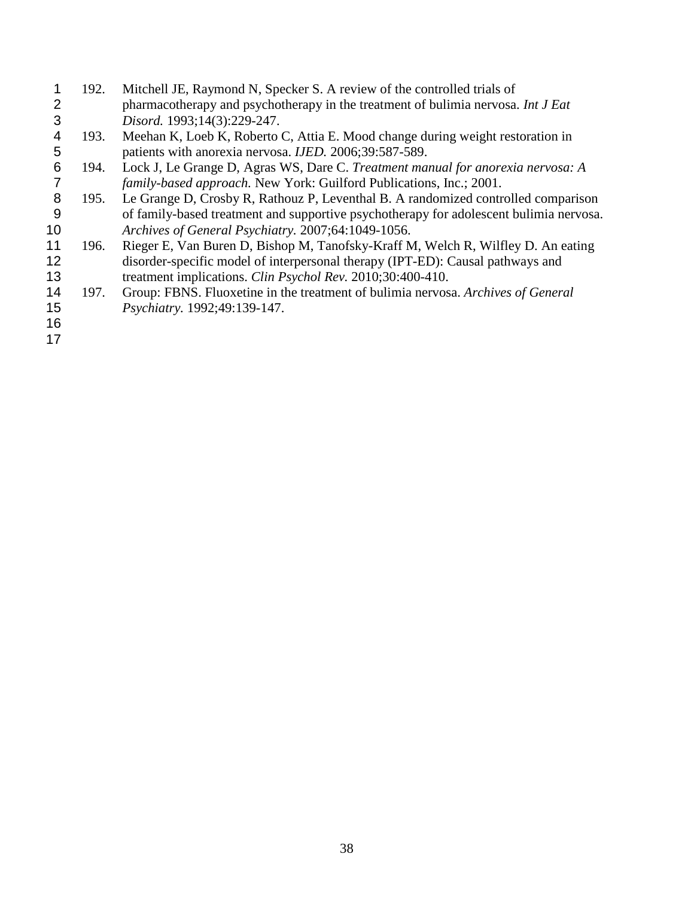192. Mitchell JE, Raymond N, Specker S. A review of the controlled trials of pharmacotherapy and psychotherapy in the treatment of bulimia nervosa. *Int J Eat Disord.* 1993;14(3):229-247.

193. Meehan K, Loeb K, Roberto C, Attia E. Mood change during weight restoration in patients with anorexia nervosa. *IJED.* 2006;39:587-589.

194. Lock J, Le Grange D, Agras WS, Dare C. *Treatment manual for anorexia nervosa: A family-based approach.* New York: Guilford Publications, Inc.; 2001.

195. Le Grange D, Crosby R, Rathouz P, Leventhal B. A randomized controlled comparison of family-based treatment and supportive psychotherapy for adolescent bulimia nervosa. *Archives of General Psychiatry.* 2007;64:1049-1056.

196. Rieger E, Van Buren D, Bishop M, Tanofsky-Kraff M, Welch R, Wilfley D. An eating disorder-specific model of interpersonal therapy (IPT-ED): Causal pathways and treatment implications. *Clin Psychol Rev.* 2010;30:400-410.

197. Group: FBNS. Fluoxetine in the treatment of bulimia nervosa. *Archives of General Psychiatry.* 1992;49:139-147.